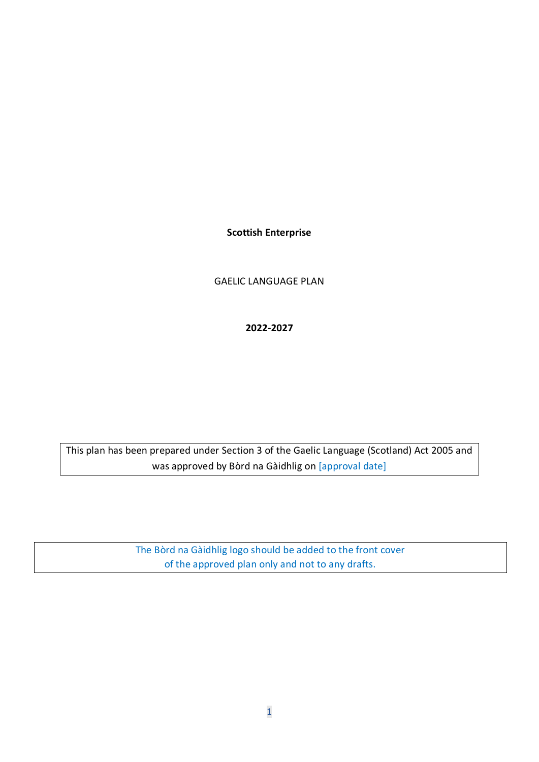**Scottish Enterprise**

GAELIC LANGUAGE PLAN

**2022-2027**

This plan has been prepared under Section 3 of the Gaelic Language (Scotland) Act 2005 and was approved by Bòrd na Gàidhlig on [approval date]

The Bòrd na Gàidhlig logo should be added to the front cover of the approved plan only and not to any drafts.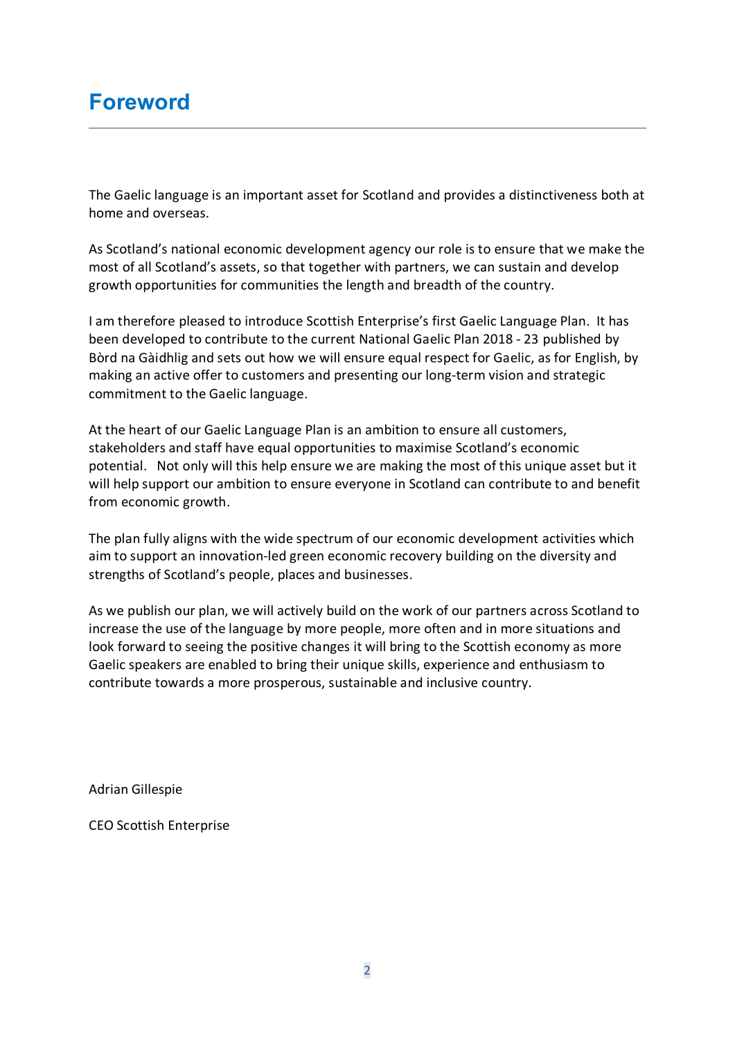# Foreword

The Gaelic language is an important asset for Scotland and provides a distinctiveness both at home and overseas.

As Scotland's national economic development agency our role is to ensure that we make the most of all Scotland's assets, so that together with partners, we can sustain and develop growth opportunities for communities the length and breadth of the country.

I am therefore pleased to introduce Scottish Enterprise's first Gaelic Language Plan. It has been developed to contribute to the current National Gaelic Plan 2018 - 23 published by Bòrd na Gàidhlig and sets out how we will ensure equal respect for Gaelic, as for English, by making an active offer to customers and presenting our long-term vision and strategic commitment to the Gaelic language.

At the heart of our Gaelic Language Plan is an ambition to ensure all customers, stakeholders and staff have equal opportunities to maximise Scotland's economic potential. Not only will this help ensure we are making the most of this unique asset but it will help support our ambition to ensure everyone in Scotland can contribute to and benefit from economic growth.

The plan fully aligns with the wide spectrum of our economic development activities which aim to support an innovation-led green economic recovery building on the diversity and strengths of Scotland's people, places and businesses.

As we publish our plan, we will actively build on the work of our partners across Scotland to increase the use of the language by more people, more often and in more situations and look forward to seeing the positive changes it will bring to the Scottish economy as more Gaelic speakers are enabled to bring their unique skills, experience and enthusiasm to contribute towards a more prosperous, sustainable and inclusive country.

Adrian Gillespie

CEO Scottish Enterprise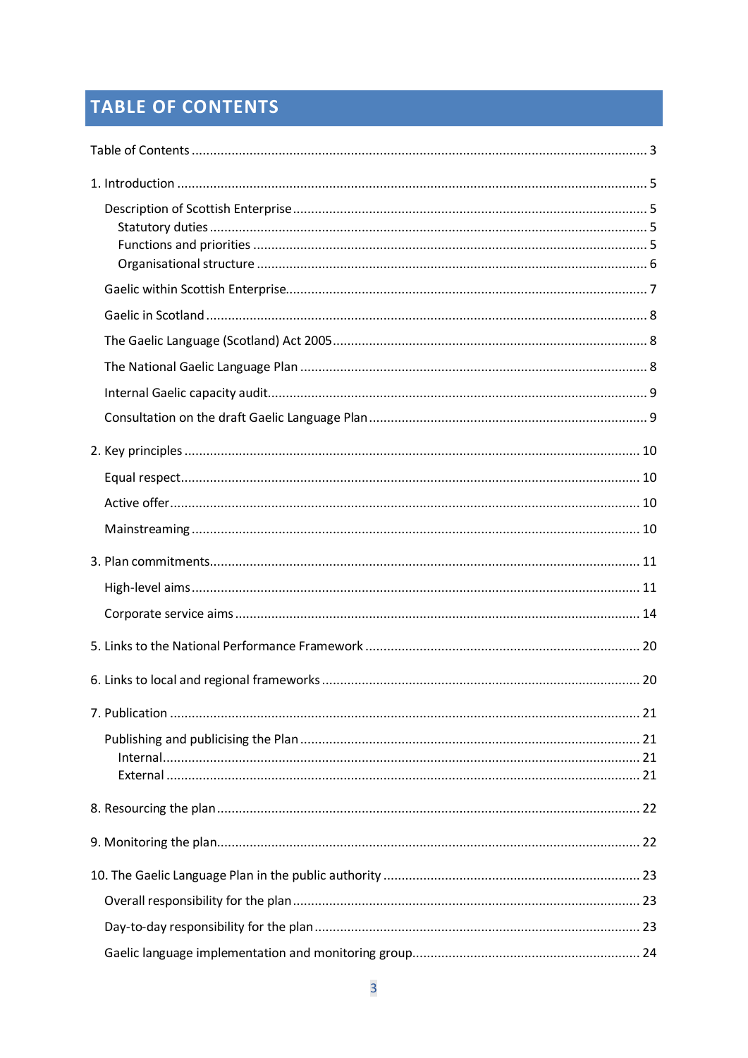# TABLE OF CONTENTS

Table of Contents ........................................................................................................................ 3

1. Introduction ............................................................................................................................ 5

  Description of Scottish Enterprise ............................................................................................ 5
    Statutory duties ....................................................................................................................... 5
    Functions and priorities ........................................................................................................... 5
    Organisational structure .......................................................................................................... 6

  Gaelic within Scottish Enterprise.................................................................................................. 7

  Gaelic in Scotland ....................................................................................................................... 8

  The Gaelic Language (Scotland) Act 2005...................................................................................... 8

  The National Gaelic Language Plan .............................................................................................. 8

  Internal Gaelic capacity audit........................................................................................................ 9

  Consultation on the draft Gaelic Language Plan ............................................................................ 9

2. Key principles ........................................................................................................................ 10

  Equal respect.............................................................................................................................. 10

  Active offer................................................................................................................................. 10

  Mainstreaming ........................................................................................................................... 10

3. Plan commitments.................................................................................................................. 11

  High-level aims ........................................................................................................................... 11

  Corporate service aims ............................................................................................................... 14

5. Links to the National Performance Framework ......................................................................... 20

6. Links to local and regional frameworks ................................................................................... 20

7. Publication ............................................................................................................................. 21

  Publishing and publicising the Plan ............................................................................................. 21
    Internal.................................................................................................................................... 21
    External ................................................................................................................................... 21

8. Resourcing the plan................................................................................................................. 22

9. Monitoring the plan................................................................................................................. 22

10. The Gaelic Language Plan in the public authority .................................................................... 23

  Overall responsibility for the plan ............................................................................................... 23

  Day-to-day responsibility for the plan .......................................................................................... 23

  Gaelic language implementation and monitoring group................................................................ 24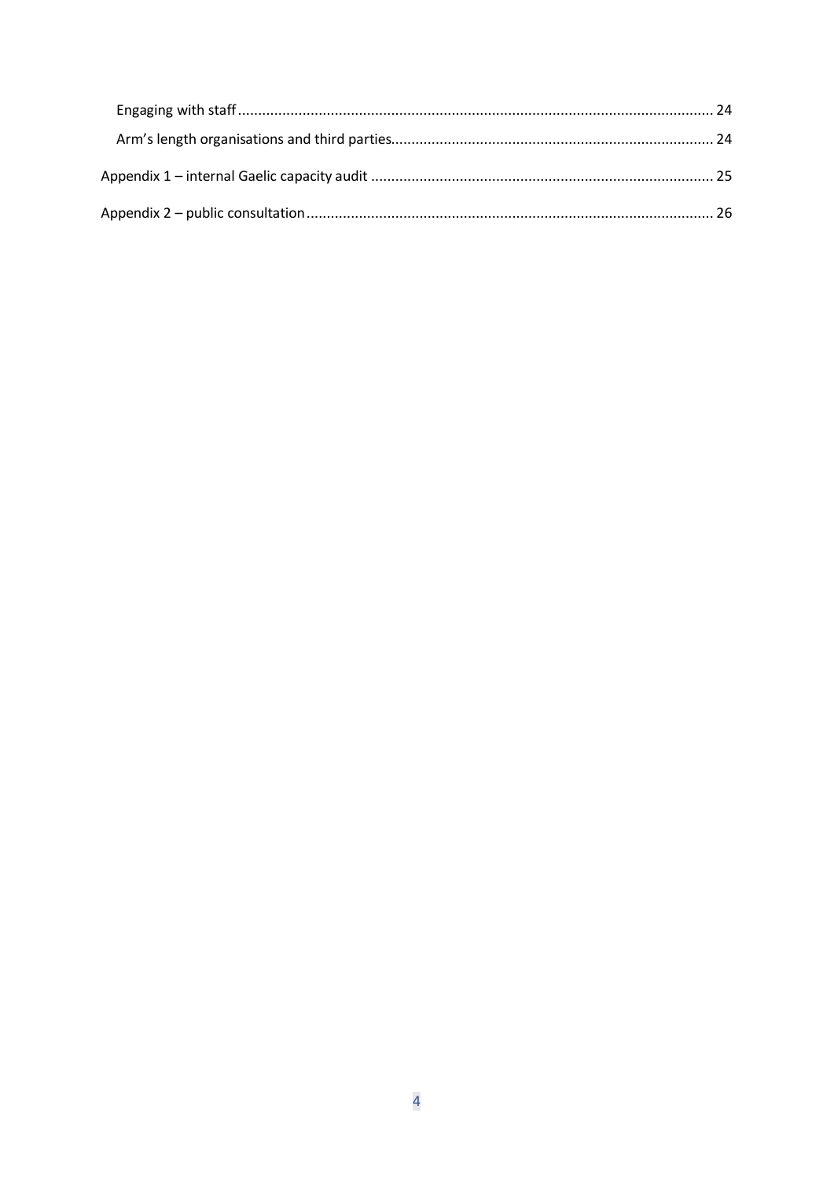- Engaging with staff ... 24
- Arm's length organisations and third parties ... 24

Appendix 1 – internal Gaelic capacity audit ... 25

Appendix 2 – public consultation ... 26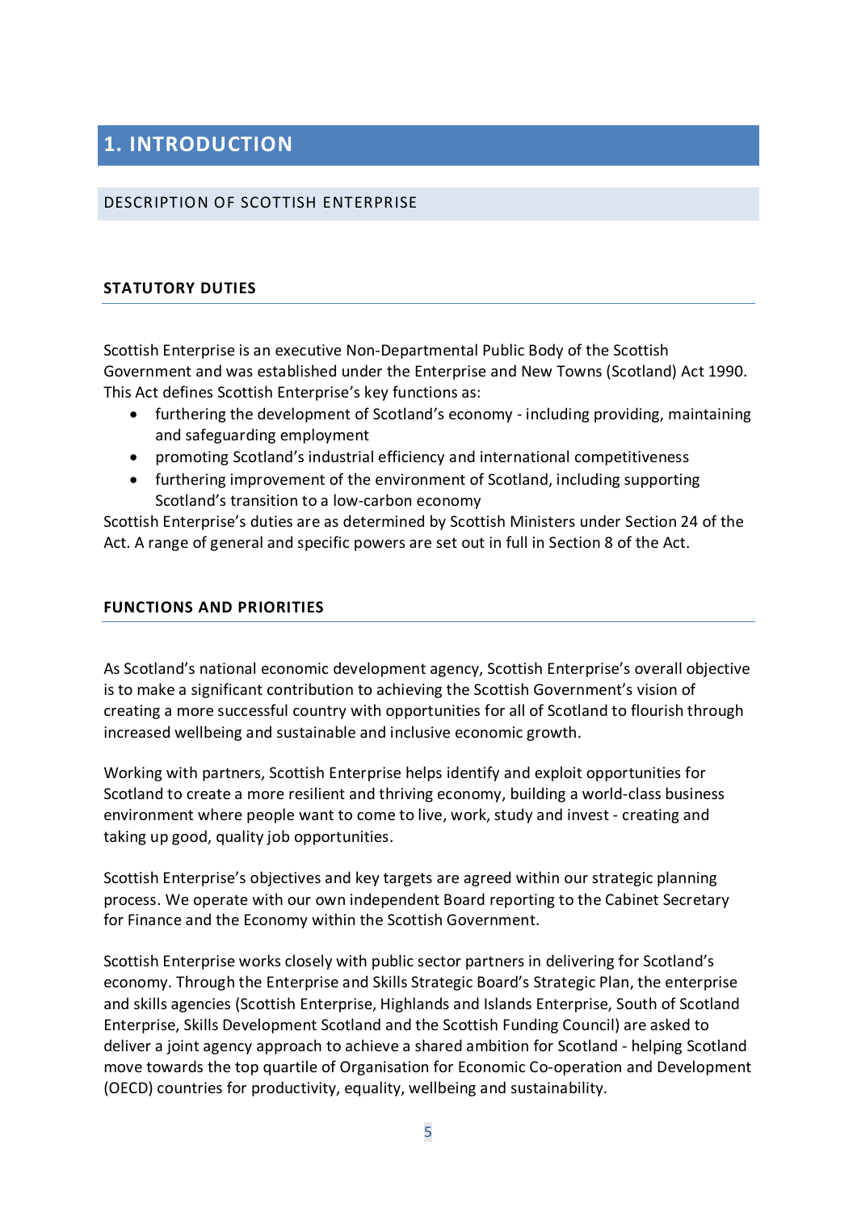# 1. INTRODUCTION

## DESCRIPTION OF SCOTTISH ENTERPRISE

### STATUTORY DUTIES

Scottish Enterprise is an executive Non-Departmental Public Body of the Scottish Government and was established under the Enterprise and New Towns (Scotland) Act 1990. This Act defines Scottish Enterprise's key functions as:

- furthering the development of Scotland's economy - including providing, maintaining and safeguarding employment
- promoting Scotland's industrial efficiency and international competitiveness
- furthering improvement of the environment of Scotland, including supporting Scotland's transition to a low-carbon economy

Scottish Enterprise's duties are as determined by Scottish Ministers under Section 24 of the Act. A range of general and specific powers are set out in full in Section 8 of the Act.

### FUNCTIONS AND PRIORITIES

As Scotland's national economic development agency, Scottish Enterprise's overall objective is to make a significant contribution to achieving the Scottish Government's vision of creating a more successful country with opportunities for all of Scotland to flourish through increased wellbeing and sustainable and inclusive economic growth.

Working with partners, Scottish Enterprise helps identify and exploit opportunities for Scotland to create a more resilient and thriving economy, building a world-class business environment where people want to come to live, work, study and invest - creating and taking up good, quality job opportunities.

Scottish Enterprise's objectives and key targets are agreed within our strategic planning process. We operate with our own independent Board reporting to the Cabinet Secretary for Finance and the Economy within the Scottish Government.

Scottish Enterprise works closely with public sector partners in delivering for Scotland's economy. Through the Enterprise and Skills Strategic Board's Strategic Plan, the enterprise and skills agencies (Scottish Enterprise, Highlands and Islands Enterprise, South of Scotland Enterprise, Skills Development Scotland and the Scottish Funding Council) are asked to deliver a joint agency approach to achieve a shared ambition for Scotland - helping Scotland move towards the top quartile of Organisation for Economic Co-operation and Development (OECD) countries for productivity, equality, wellbeing and sustainability.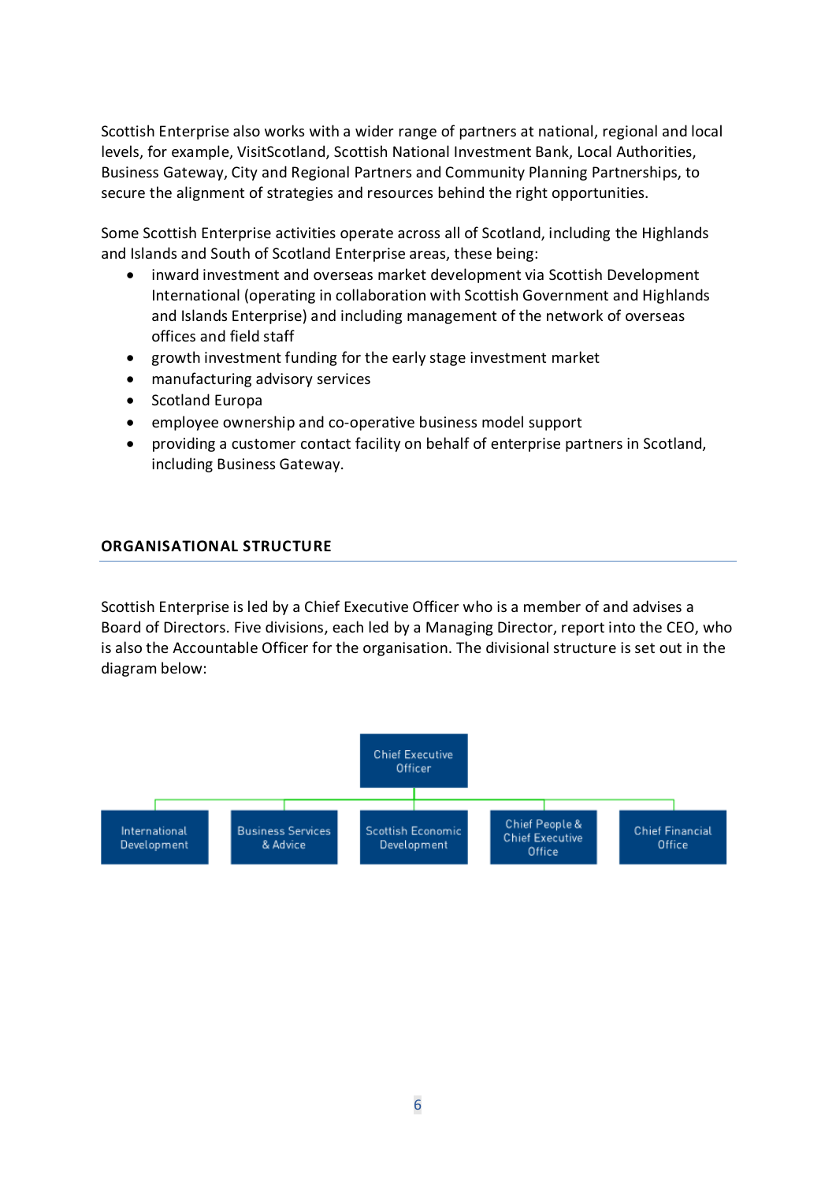Scottish Enterprise also works with a wider range of partners at national, regional and local levels, for example, VisitScotland, Scottish National Investment Bank, Local Authorities, Business Gateway, City and Regional Partners and Community Planning Partnerships, to secure the alignment of strategies and resources behind the right opportunities.

Some Scottish Enterprise activities operate across all of Scotland, including the Highlands and Islands and South of Scotland Enterprise areas, these being:

- inward investment and overseas market development via Scottish Development International (operating in collaboration with Scottish Government and Highlands and Islands Enterprise) and including management of the network of overseas offices and field staff
- growth investment funding for the early stage investment market
- manufacturing advisory services
- Scotland Europa
- employee ownership and co-operative business model support
- providing a customer contact facility on behalf of enterprise partners in Scotland, including Business Gateway.

## ORGANISATIONAL STRUCTURE

Scottish Enterprise is led by a Chief Executive Officer who is a member of and advises a Board of Directors. Five divisions, each led by a Managing Director, report into the CEO, who is also the Accountable Officer for the organisation. The divisional structure is set out in the diagram below:

Chief Executive Officer

International Development

Business Services & Advice

Scottish Economic Development

Chief People & Chief Executive Office

Chief Financial Office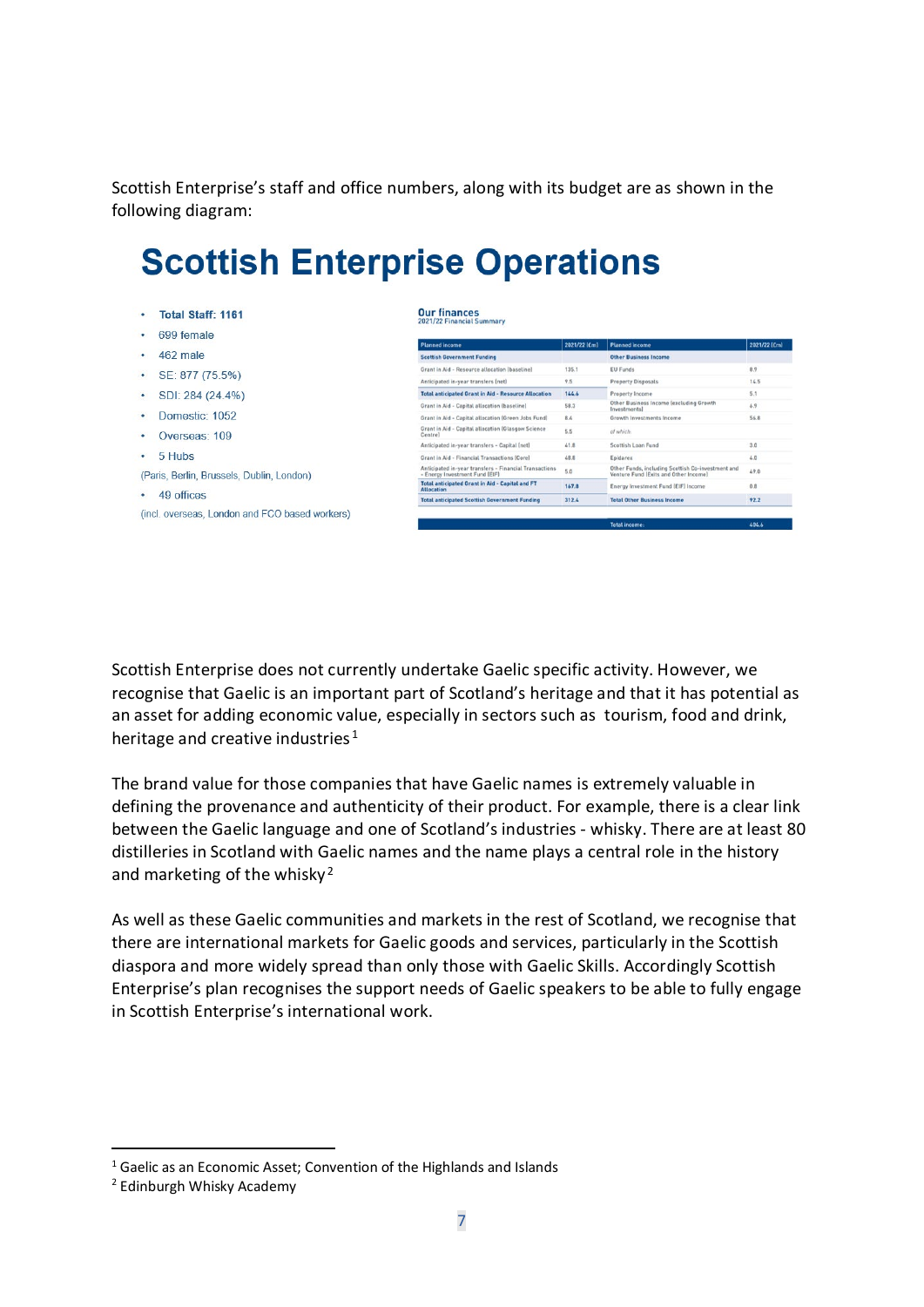Scottish Enterprise's staff and office numbers, along with its budget are as shown in the following diagram:

# Scottish Enterprise Operations

- **Total Staff: 1161**
- 699 female
- 462 male
- SE: 877 (75.5%)
- SDI: 284 (24.4%)
- Domestic: 1052
- Overseas: 109
- 5 Hubs

(Paris, Berlin, Brussels, Dublin, London)

- 49 offices

(incl. overseas, London and FCO based workers)

**Our finances**
2021/22 Financial Summary

| Planned income | 2021/22 (£m) | Planned income | 2021/22 (£m) |
|---|---|---|---|
| **Scottish Government Funding** | | **Other Business Income** | |
| Grant in Aid - Resource allocation (baseline) | 135.1 | EU Funds | 8.9 |
| Anticipated in-year transfers (net) | 9.5 | Property Disposals | 14.5 |
| **Total anticipated Grant in Aid - Resource Allocation** | 144.6 | Property Income | 5.1 |
| Grant in Aid - Capital allocation (baseline) | 58.2 | Other Business Income (excluding Growth Investments) | 6.9 |
| Grant in Aid - Capital allocation (Green Jobs Fund) | 8.4 | Growth Investments Income | 56.8 |
| Grant in Aid - Capital allocation (Glasgow Science Centre) | 5.5 | *of which* | |
| Anticipated in-year transfers - Capital (net) | 41.8 | Scottish Loan Fund | 3.0 |
| Grant in Aid - Financial Transactions (Core) | 48.8 | Epidarex | 4.0 |
| Anticipated in-year transfers - Financial Transactions - Energy Investment Fund (EIF) | 5.0 | Other Funds, including Scottish Co-investment and Venture Fund (Exits and Other Income) | 49.0 |
| **Total anticipated Grant in Aid - Capital and FT Allocation** | 167.8 | Energy Investment Fund (EIF) Income | 0.8 |
| **Total anticipated Scottish Government Funding** | 312.4 | **Total Other Business Income** | 92.2 |
| | | **Total income:** | 404.6 |

Scottish Enterprise does not currently undertake Gaelic specific activity. However, we recognise that Gaelic is an important part of Scotland's heritage and that it has potential as an asset for adding economic value, especially in sectors such as tourism, food and drink, heritage and creative industries[1]

The brand value for those companies that have Gaelic names is extremely valuable in defining the provenance and authenticity of their product. For example, there is a clear link between the Gaelic language and one of Scotland's industries - whisky. There are at least 80 distilleries in Scotland with Gaelic names and the name plays a central role in the history and marketing of the whisky[2]

As well as these Gaelic communities and markets in the rest of Scotland, we recognise that there are international markets for Gaelic goods and services, particularly in the Scottish diaspora and more widely spread than only those with Gaelic Skills. Accordingly Scottish Enterprise's plan recognises the support needs of Gaelic speakers to be able to fully engage in Scottish Enterprise's international work.

[1] Gaelic as an Economic Asset; Convention of the Highlands and Islands

[2] Edinburgh Whisky Academy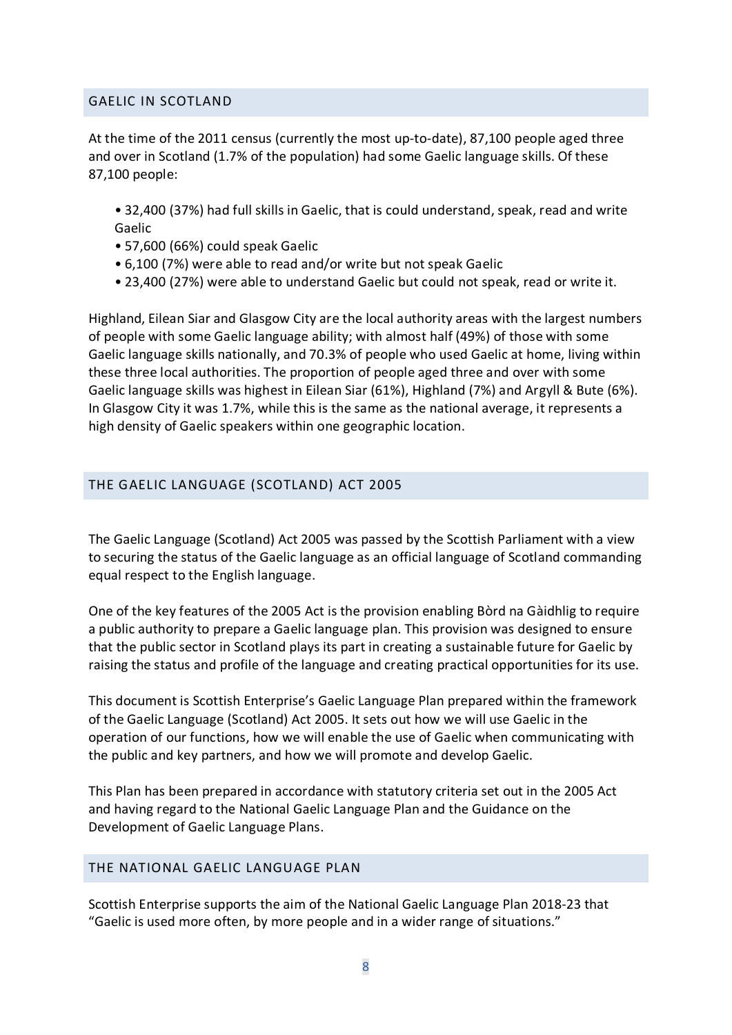## GAELIC IN SCOTLAND

At the time of the 2011 census (currently the most up-to-date), 87,100 people aged three and over in Scotland (1.7% of the population) had some Gaelic language skills. Of these 87,100 people:

- 32,400 (37%) had full skills in Gaelic, that is could understand, speak, read and write Gaelic
- 57,600 (66%) could speak Gaelic
- 6,100 (7%) were able to read and/or write but not speak Gaelic
- 23,400 (27%) were able to understand Gaelic but could not speak, read or write it.

Highland, Eilean Siar and Glasgow City are the local authority areas with the largest numbers of people with some Gaelic language ability; with almost half (49%) of those with some Gaelic language skills nationally, and 70.3% of people who used Gaelic at home, living within these three local authorities. The proportion of people aged three and over with some Gaelic language skills was highest in Eilean Siar (61%), Highland (7%) and Argyll & Bute (6%). In Glasgow City it was 1.7%, while this is the same as the national average, it represents a high density of Gaelic speakers within one geographic location.

## THE GAELIC LANGUAGE (SCOTLAND) ACT 2005

The Gaelic Language (Scotland) Act 2005 was passed by the Scottish Parliament with a view to securing the status of the Gaelic language as an official language of Scotland commanding equal respect to the English language.

One of the key features of the 2005 Act is the provision enabling Bòrd na Gàidhlig to require a public authority to prepare a Gaelic language plan. This provision was designed to ensure that the public sector in Scotland plays its part in creating a sustainable future for Gaelic by raising the status and profile of the language and creating practical opportunities for its use.

This document is Scottish Enterprise's Gaelic Language Plan prepared within the framework of the Gaelic Language (Scotland) Act 2005. It sets out how we will use Gaelic in the operation of our functions, how we will enable the use of Gaelic when communicating with the public and key partners, and how we will promote and develop Gaelic.

This Plan has been prepared in accordance with statutory criteria set out in the 2005 Act and having regard to the National Gaelic Language Plan and the Guidance on the Development of Gaelic Language Plans.

## THE NATIONAL GAELIC LANGUAGE PLAN

Scottish Enterprise supports the aim of the National Gaelic Language Plan 2018-23 that "Gaelic is used more often, by more people and in a wider range of situations."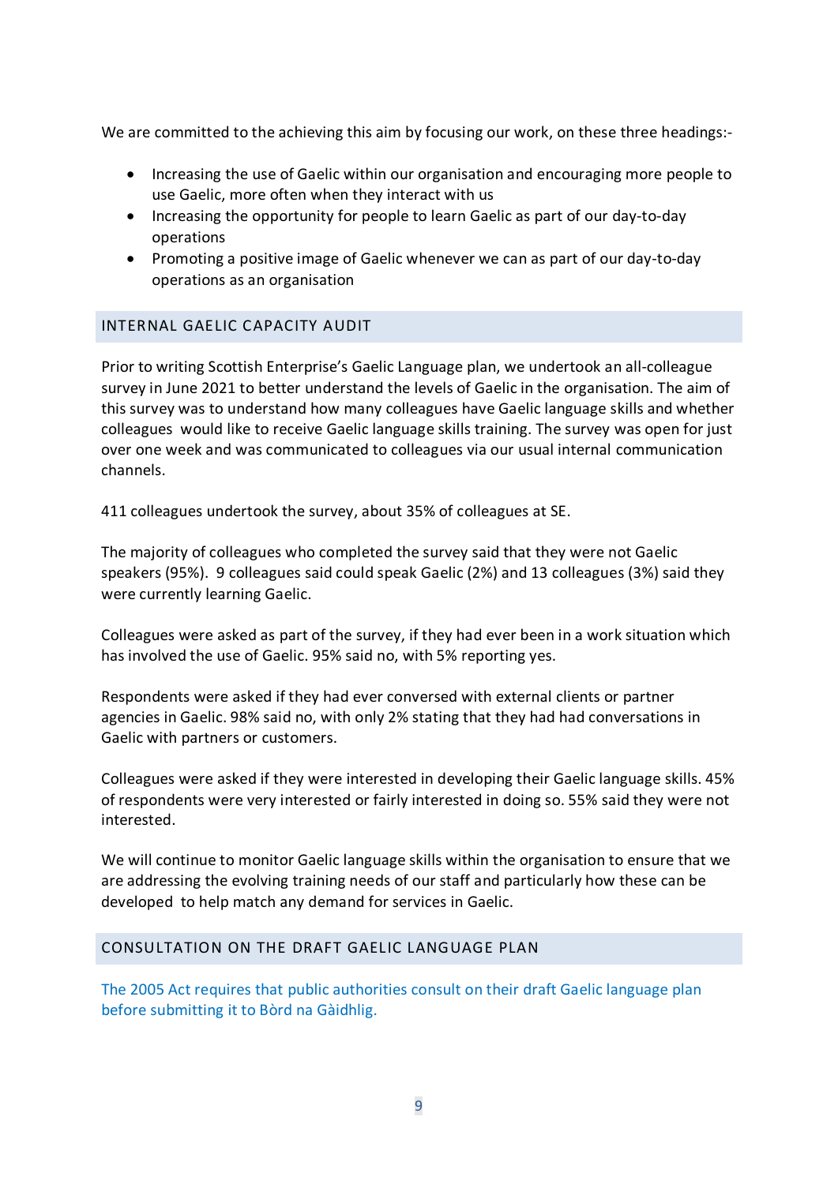We are committed to the achieving this aim by focusing our work, on these three headings:-

- Increasing the use of Gaelic within our organisation and encouraging more people to use Gaelic, more often when they interact with us
- Increasing the opportunity for people to learn Gaelic as part of our day-to-day operations
- Promoting a positive image of Gaelic whenever we can as part of our day-to-day operations as an organisation

## INTERNAL GAELIC CAPACITY AUDIT

Prior to writing Scottish Enterprise's Gaelic Language plan, we undertook an all-colleague survey in June 2021 to better understand the levels of Gaelic in the organisation. The aim of this survey was to understand how many colleagues have Gaelic language skills and whether colleagues would like to receive Gaelic language skills training. The survey was open for just over one week and was communicated to colleagues via our usual internal communication channels.

411 colleagues undertook the survey, about 35% of colleagues at SE.

The majority of colleagues who completed the survey said that they were not Gaelic speakers (95%). 9 colleagues said could speak Gaelic (2%) and 13 colleagues (3%) said they were currently learning Gaelic.

Colleagues were asked as part of the survey, if they had ever been in a work situation which has involved the use of Gaelic. 95% said no, with 5% reporting yes.

Respondents were asked if they had ever conversed with external clients or partner agencies in Gaelic. 98% said no, with only 2% stating that they had had conversations in Gaelic with partners or customers.

Colleagues were asked if they were interested in developing their Gaelic language skills. 45% of respondents were very interested or fairly interested in doing so. 55% said they were not interested.

We will continue to monitor Gaelic language skills within the organisation to ensure that we are addressing the evolving training needs of our staff and particularly how these can be developed to help match any demand for services in Gaelic.

## CONSULTATION ON THE DRAFT GAELIC LANGUAGE PLAN

The 2005 Act requires that public authorities consult on their draft Gaelic language plan before submitting it to Bòrd na Gàidhlig.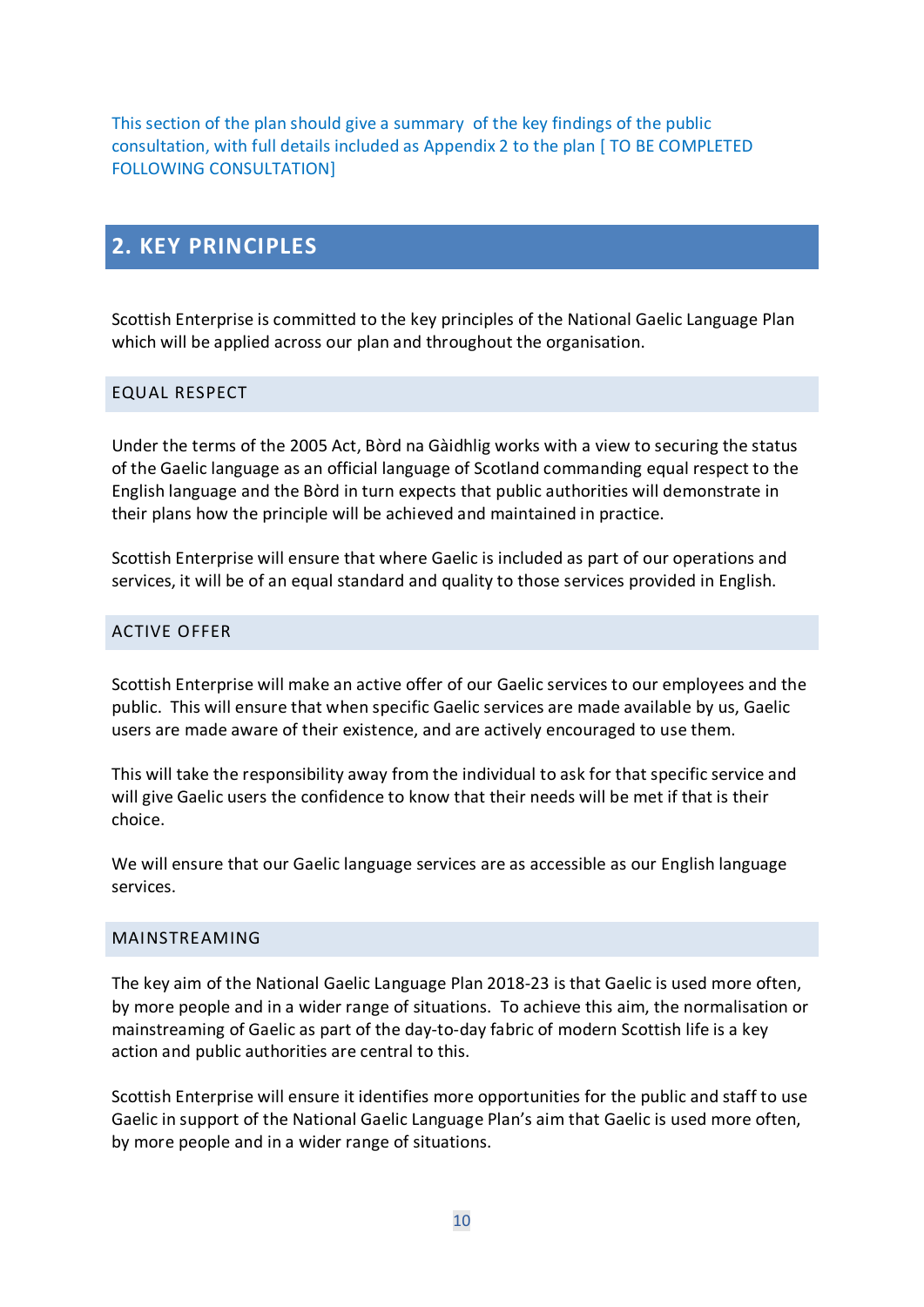This section of the plan should give a summary  of the key findings of the public consultation, with full details included as Appendix 2 to the plan [ TO BE COMPLETED FOLLOWING CONSULTATION]

## 2. KEY PRINCIPLES

Scottish Enterprise is committed to the key principles of the National Gaelic Language Plan which will be applied across our plan and throughout the organisation.

### EQUAL RESPECT

Under the terms of the 2005 Act, Bòrd na Gàidhlig works with a view to securing the status of the Gaelic language as an official language of Scotland commanding equal respect to the English language and the Bòrd in turn expects that public authorities will demonstrate in their plans how the principle will be achieved and maintained in practice.

Scottish Enterprise will ensure that where Gaelic is included as part of our operations and services, it will be of an equal standard and quality to those services provided in English.

### ACTIVE OFFER

Scottish Enterprise will make an active offer of our Gaelic services to our employees and the public.  This will ensure that when specific Gaelic services are made available by us, Gaelic users are made aware of their existence, and are actively encouraged to use them.

This will take the responsibility away from the individual to ask for that specific service and will give Gaelic users the confidence to know that their needs will be met if that is their choice.

We will ensure that our Gaelic language services are as accessible as our English language services.

### MAINSTREAMING

The key aim of the National Gaelic Language Plan 2018-23 is that Gaelic is used more often, by more people and in a wider range of situations.  To achieve this aim, the normalisation or mainstreaming of Gaelic as part of the day-to-day fabric of modern Scottish life is a key action and public authorities are central to this.

Scottish Enterprise will ensure it identifies more opportunities for the public and staff to use Gaelic in support of the National Gaelic Language Plan's aim that Gaelic is used more often, by more people and in a wider range of situations.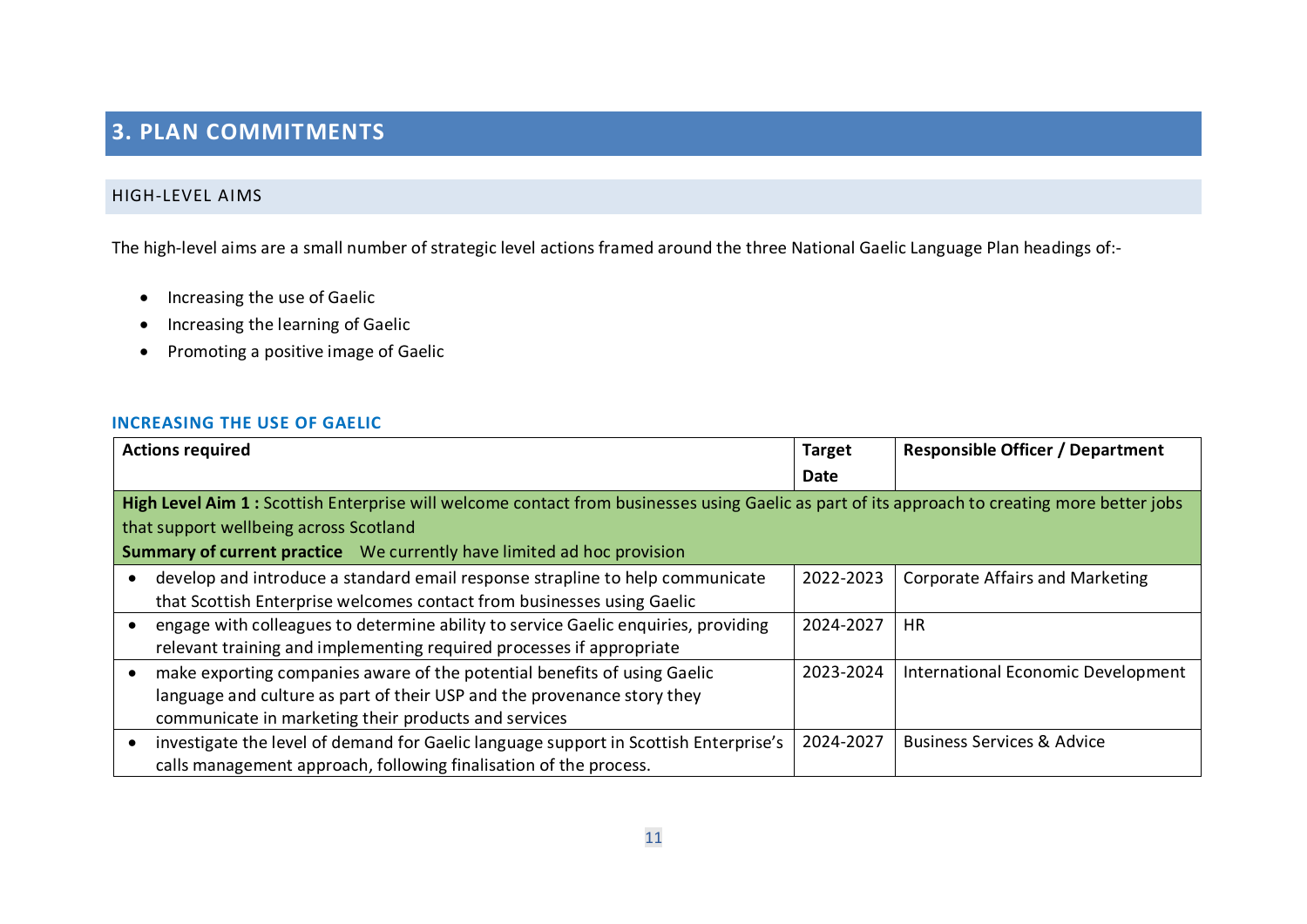# 3. PLAN COMMITMENTS

## HIGH-LEVEL AIMS

The high-level aims are a small number of strategic level actions framed around the three National Gaelic Language Plan headings of:-

- Increasing the use of Gaelic
- Increasing the learning of Gaelic
- Promoting a positive image of Gaelic

### INCREASING THE USE OF GAELIC

| Actions required | Target Date | Responsible Officer / Department |
|---|---|---|
| **High Level Aim 1 :** Scottish Enterprise will welcome contact from businesses using Gaelic as part of its approach to creating more better jobs that support wellbeing across Scotland<br>**Summary of current practice** We currently have limited ad hoc provision | | |
| • develop and introduce a standard email response strapline to help communicate that Scottish Enterprise welcomes contact from businesses using Gaelic | 2022-2023 | Corporate Affairs and Marketing |
| • engage with colleagues to determine ability to service Gaelic enquiries, providing relevant training and implementing required processes if appropriate | 2024-2027 | HR |
| • make exporting companies aware of the potential benefits of using Gaelic language and culture as part of their USP and the provenance story they communicate in marketing their products and services | 2023-2024 | International Economic Development |
| • investigate the level of demand for Gaelic language support in Scottish Enterprise's calls management approach, following finalisation of the process. | 2024-2027 | Business Services & Advice |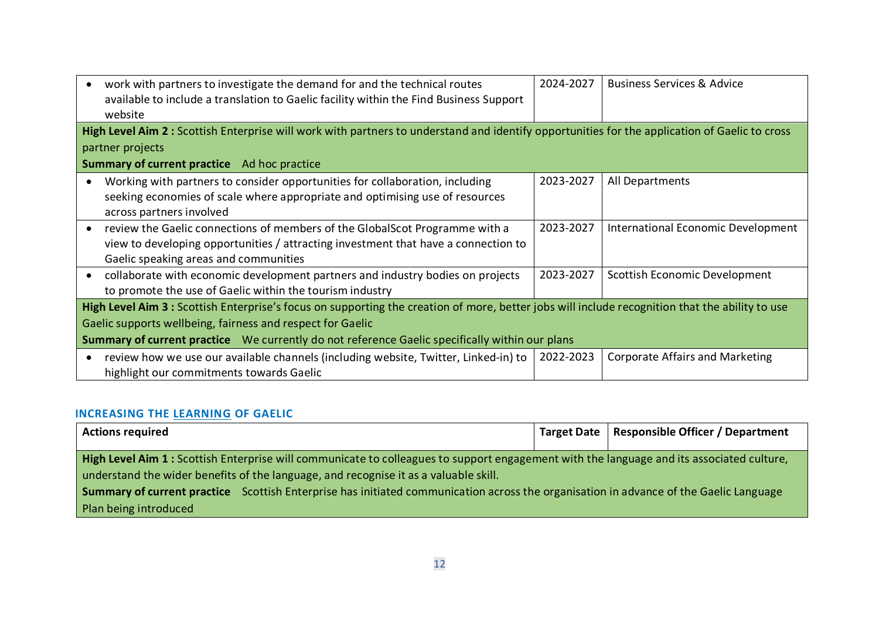| | | |
|---|---|---|
| • work with partners to investigate the demand for and the technical routes available to include a translation to Gaelic facility within the Find Business Support website | 2024-2027 | Business Services & Advice |
| **High Level Aim 2 :** Scottish Enterprise will work with partners to understand and identify opportunities for the application of Gaelic to cross partner projects<br>**Summary of current practice** Ad hoc practice | | |
| • Working with partners to consider opportunities for collaboration, including seeking economies of scale where appropriate and optimising use of resources across partners involved | 2023-2027 | All Departments |
| • review the Gaelic connections of members of the GlobalScot Programme with a view to developing opportunities / attracting investment that have a connection to Gaelic speaking areas and communities | 2023-2027 | International Economic Development |
| • collaborate with economic development partners and industry bodies on projects to promote the use of Gaelic within the tourism industry | 2023-2027 | Scottish Economic Development |
| **High Level Aim 3 :** Scottish Enterprise's focus on supporting the creation of more, better jobs will include recognition that the ability to use Gaelic supports wellbeing, fairness and respect for Gaelic<br>**Summary of current practice** We currently do not reference Gaelic specifically within our plans | | |
| • review how we use our available channels (including website, Twitter, Linked-in) to highlight our commitments towards Gaelic | 2022-2023 | Corporate Affairs and Marketing |

### INCREASING THE LEARNING OF GAELIC

| Actions required | Target Date | Responsible Officer / Department |
|---|---|---|
| **High Level Aim 1 :** Scottish Enterprise will communicate to colleagues to support engagement with the language and its associated culture, understand the wider benefits of the language, and recognise it as a valuable skill.<br>**Summary of current practice** Scottish Enterprise has initiated communication across the organisation in advance of the Gaelic Language Plan being introduced | | |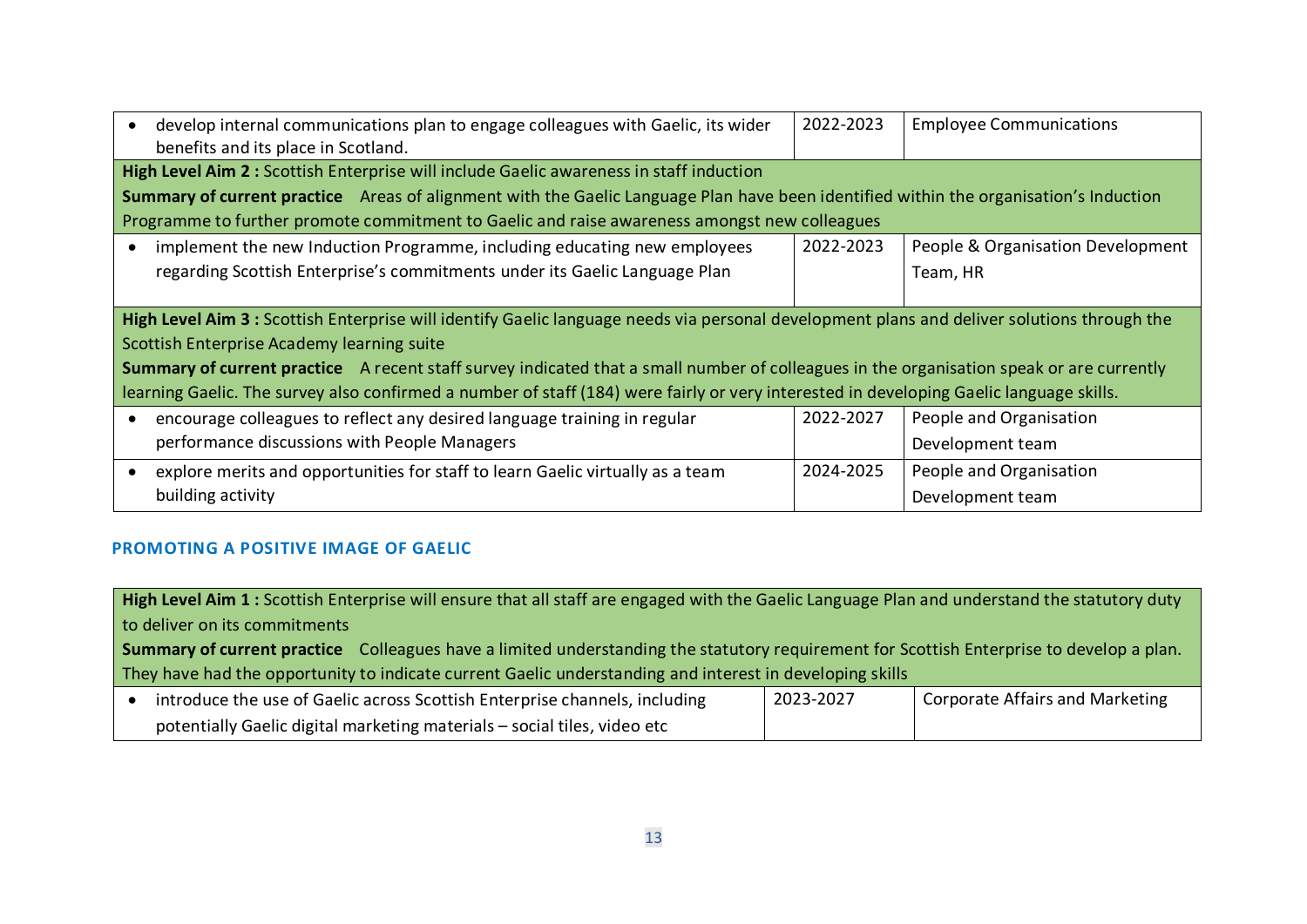| | | |
|---|---|---|
| • develop internal communications plan to engage colleagues with Gaelic, its wider benefits and its place in Scotland. | 2022-2023 | Employee Communications |
| **High Level Aim 2 :** Scottish Enterprise will include Gaelic awareness in staff induction<br>**Summary of current practice** Areas of alignment with the Gaelic Language Plan have been identified within the organisation's Induction Programme to further promote commitment to Gaelic and raise awareness amongst new colleagues | | |
| • implement the new Induction Programme, including educating new employees regarding Scottish Enterprise's commitments under its Gaelic Language Plan | 2022-2023 | People & Organisation Development Team, HR |
| **High Level Aim 3 :** Scottish Enterprise will identify Gaelic language needs via personal development plans and deliver solutions through the Scottish Enterprise Academy learning suite<br>**Summary of current practice** A recent staff survey indicated that a small number of colleagues in the organisation speak or are currently learning Gaelic. The survey also confirmed a number of staff (184) were fairly or very interested in developing Gaelic language skills. | | |
| • encourage colleagues to reflect any desired language training in regular performance discussions with People Managers | 2022-2027 | People and Organisation Development team |
| • explore merits and opportunities for staff to learn Gaelic virtually as a team building activity | 2024-2025 | People and Organisation Development team |

## PROMOTING A POSITIVE IMAGE OF GAELIC

| | | |
|---|---|---|
| **High Level Aim 1 :** Scottish Enterprise will ensure that all staff are engaged with the Gaelic Language Plan and understand the statutory duty to deliver on its commitments<br>**Summary of current practice** Colleagues have a limited understanding the statutory requirement for Scottish Enterprise to develop a plan. They have had the opportunity to indicate current Gaelic understanding and interest in developing skills | | |
| • introduce the use of Gaelic across Scottish Enterprise channels, including potentially Gaelic digital marketing materials – social tiles, video etc | 2023-2027 | Corporate Affairs and Marketing |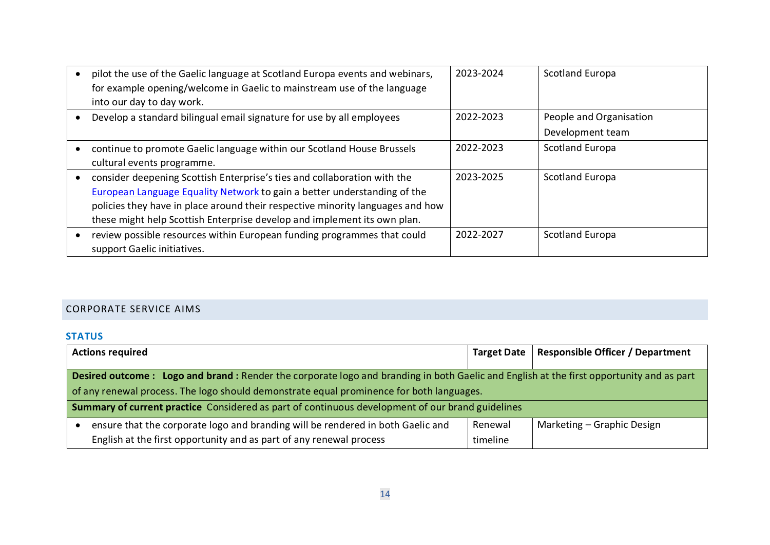| | | |
|---|---|---|
| • pilot the use of the Gaelic language at Scotland Europa events and webinars, for example opening/welcome in Gaelic to mainstream use of the language into our day to day work. | 2023-2024 | Scotland Europa |
| • Develop a standard bilingual email signature for use by all employees | 2022-2023 | People and Organisation Development team |
| • continue to promote Gaelic language within our Scotland House Brussels cultural events programme. | 2022-2023 | Scotland Europa |
| • consider deepening Scottish Enterprise's ties and collaboration with the European Language Equality Network to gain a better understanding of the policies they have in place around their respective minority languages and how these might help Scottish Enterprise develop and implement its own plan. | 2023-2025 | Scotland Europa |
| • review possible resources within European funding programmes that could support Gaelic initiatives. | 2022-2027 | Scotland Europa |

## CORPORATE SERVICE AIMS

### STATUS

| Actions required | Target Date | Responsible Officer / Department |
|---|---|---|
| **Desired outcome : Logo and brand :** Render the corporate logo and branding in both Gaelic and English at the first opportunity and as part of any renewal process. The logo should demonstrate equal prominence for both languages. | | |
| **Summary of current practice** Considered as part of continuous development of our brand guidelines | | |
| • ensure that the corporate logo and branding will be rendered in both Gaelic and English at the first opportunity and as part of any renewal process | Renewal timeline | Marketing – Graphic Design |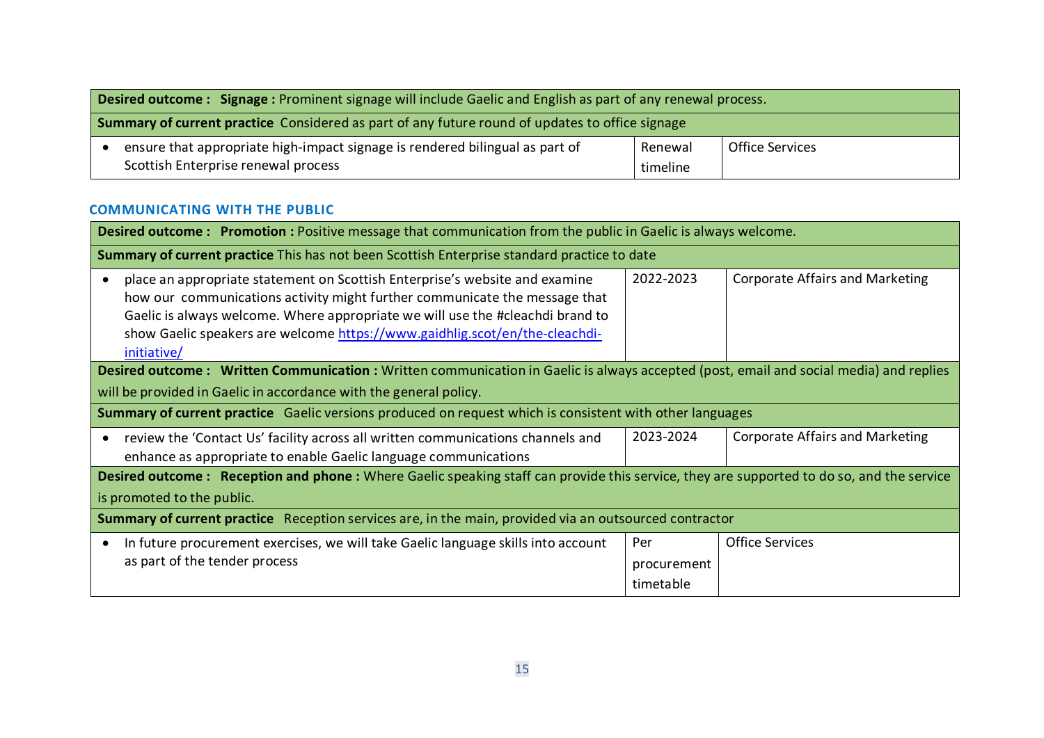| | | |
|---|---|---|
| **Desired outcome : Signage :** Prominent signage will include Gaelic and English as part of any renewal process. | | |
| **Summary of current practice** Considered as part of any future round of updates to office signage | | |
| • ensure that appropriate high-impact signage is rendered bilingual as part of Scottish Enterprise renewal process | Renewal timeline | Office Services |

## COMMUNICATING WITH THE PUBLIC

| | | |
|---|---|---|
| **Desired outcome : Promotion :** Positive message that communication from the public in Gaelic is always welcome. | | |
| **Summary of current practice** This has not been Scottish Enterprise standard practice to date | | |
| • place an appropriate statement on Scottish Enterprise's website and examine how our communications activity might further communicate the message that Gaelic is always welcome. Where appropriate we will use the #cleachdi brand to show Gaelic speakers are welcome https://www.gaidhlig.scot/en/the-cleachdi-initiative/ | 2022-2023 | Corporate Affairs and Marketing |
| **Desired outcome : Written Communication :** Written communication in Gaelic is always accepted (post, email and social media) and replies will be provided in Gaelic in accordance with the general policy. | | |
| **Summary of current practice** Gaelic versions produced on request which is consistent with other languages | | |
| • review the 'Contact Us' facility across all written communications channels and enhance as appropriate to enable Gaelic language communications | 2023-2024 | Corporate Affairs and Marketing |
| **Desired outcome : Reception and phone :** Where Gaelic speaking staff can provide this service, they are supported to do so, and the service is promoted to the public. | | |
| **Summary of current practice** Reception services are, in the main, provided via an outsourced contractor | | |
| • In future procurement exercises, we will take Gaelic language skills into account as part of the tender process | Per procurement timetable | Office Services |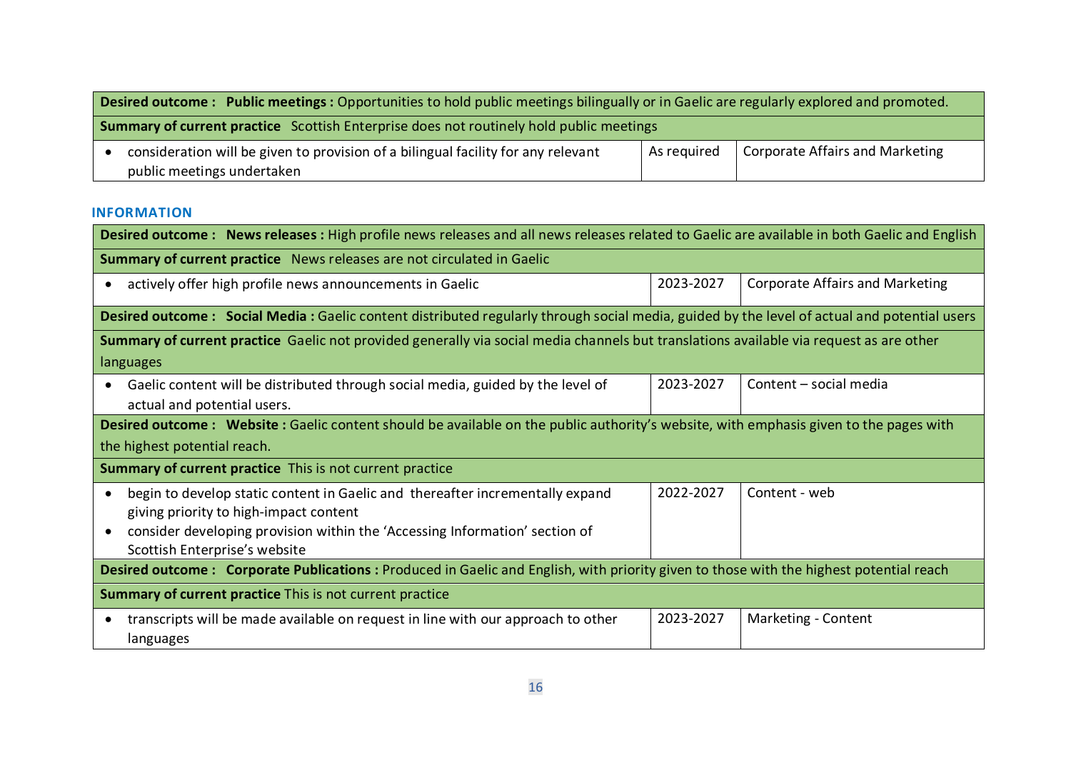| | | |
|---|---|---|
| **Desired outcome : Public meetings :** Opportunities to hold public meetings bilingually or in Gaelic are regularly explored and promoted. | | |
| **Summary of current practice** Scottish Enterprise does not routinely hold public meetings | | |
| • consideration will be given to provision of a bilingual facility for any relevant public meetings undertaken | As required | Corporate Affairs and Marketing |

## INFORMATION

| | | |
|---|---|---|
| **Desired outcome : News releases :** High profile news releases and all news releases related to Gaelic are available in both Gaelic and English | | |
| **Summary of current practice** News releases are not circulated in Gaelic | | |
| • actively offer high profile news announcements in Gaelic | 2023-2027 | Corporate Affairs and Marketing |
| **Desired outcome : Social Media :** Gaelic content distributed regularly through social media, guided by the level of actual and potential users | | |
| **Summary of current practice** Gaelic not provided generally via social media channels but translations available via request as are other languages | | |
| • Gaelic content will be distributed through social media, guided by the level of actual and potential users. | 2023-2027 | Content – social media |
| **Desired outcome : Website :** Gaelic content should be available on the public authority's website, with emphasis given to the pages with the highest potential reach. | | |
| **Summary of current practice** This is not current practice | | |
| • begin to develop static content in Gaelic and thereafter incrementally expand giving priority to high-impact content<br>• consider developing provision within the 'Accessing Information' section of Scottish Enterprise's website | 2022-2027 | Content - web |
| **Desired outcome : Corporate Publications :** Produced in Gaelic and English, with priority given to those with the highest potential reach | | |
| **Summary of current practice** This is not current practice | | |
| • transcripts will be made available on request in line with our approach to other languages | 2023-2027 | Marketing - Content |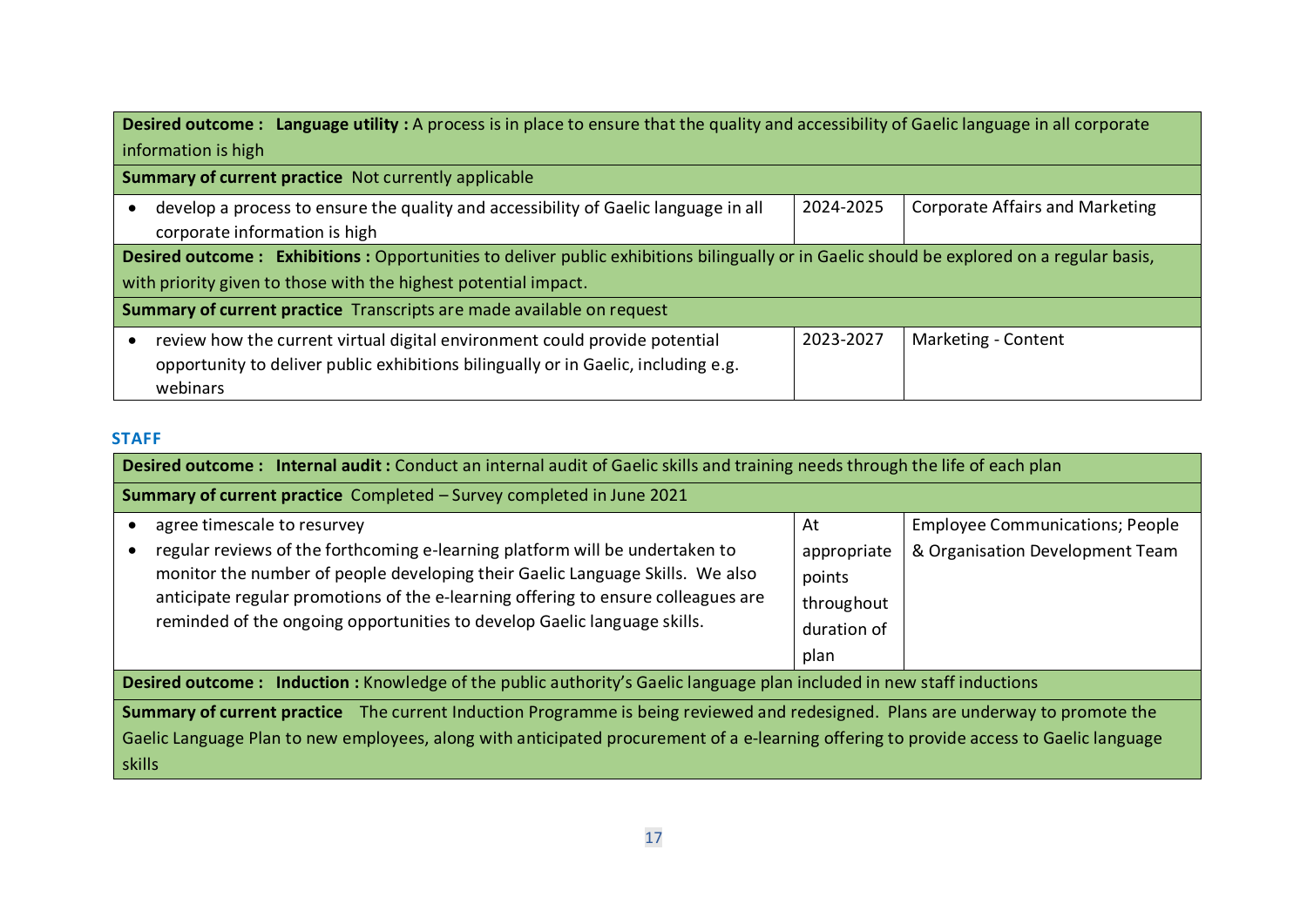| | | |
|---|---|---|
| **Desired outcome : Language utility :** A process is in place to ensure that the quality and accessibility of Gaelic language in all corporate information is high | | |
| **Summary of current practice** Not currently applicable | | |
| • develop a process to ensure the quality and accessibility of Gaelic language in all corporate information is high | 2024-2025 | Corporate Affairs and Marketing |
| **Desired outcome : Exhibitions :** Opportunities to deliver public exhibitions bilingually or in Gaelic should be explored on a regular basis, with priority given to those with the highest potential impact. | | |
| **Summary of current practice** Transcripts are made available on request | | |
| • review how the current virtual digital environment could provide potential opportunity to deliver public exhibitions bilingually or in Gaelic, including e.g. webinars | 2023-2027 | Marketing - Content |

## STAFF

| | | |
|---|---|---|
| **Desired outcome : Internal audit :** Conduct an internal audit of Gaelic skills and training needs through the life of each plan | | |
| **Summary of current practice** Completed – Survey completed in June 2021 | | |
| • agree timescale to resurvey<br>• regular reviews of the forthcoming e-learning platform will be undertaken to monitor the number of people developing their Gaelic Language Skills. We also anticipate regular promotions of the e-learning offering to ensure colleagues are reminded of the ongoing opportunities to develop Gaelic language skills. | At appropriate points throughout duration of plan | Employee Communications; People & Organisation Development Team |
| **Desired outcome : Induction :** Knowledge of the public authority's Gaelic language plan included in new staff inductions | | |
| **Summary of current practice** The current Induction Programme is being reviewed and redesigned. Plans are underway to promote the Gaelic Language Plan to new employees, along with anticipated procurement of a e-learning offering to provide access to Gaelic language skills | | |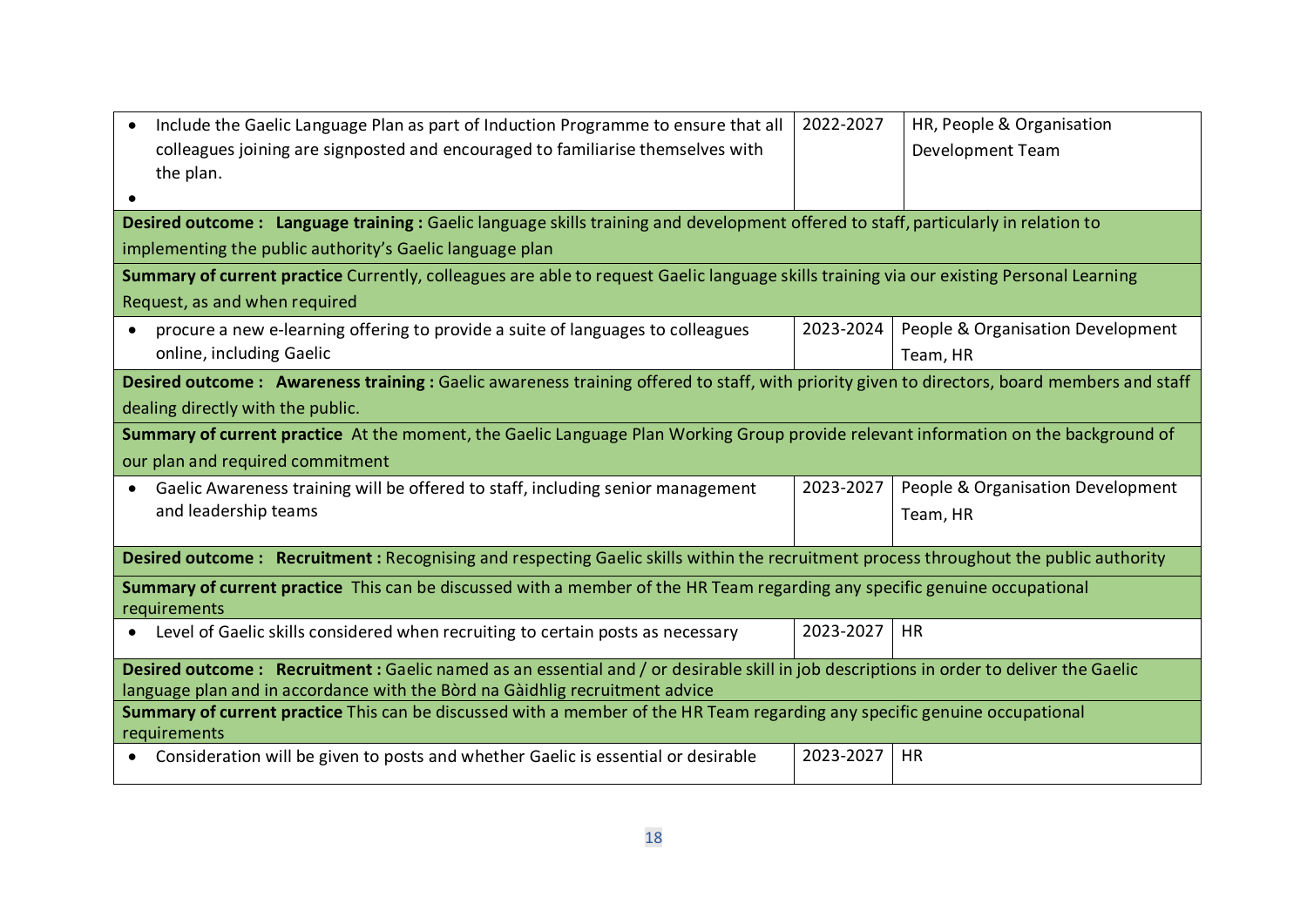| | | |
|---|---|---|
| • Include the Gaelic Language Plan as part of Induction Programme to ensure that all colleagues joining are signposted and encouraged to familiarise themselves with the plan.<br>• | 2022-2027 | HR, People & Organisation Development Team |
| **Desired outcome : Language training :** Gaelic language skills training and development offered to staff, particularly in relation to implementing the public authority's Gaelic language plan | | |
| **Summary of current practice** Currently, colleagues are able to request Gaelic language skills training via our existing Personal Learning Request, as and when required | | |
| • procure a new e-learning offering to provide a suite of languages to colleagues online, including Gaelic | 2023-2024 | People & Organisation Development Team, HR |
| **Desired outcome : Awareness training :** Gaelic awareness training offered to staff, with priority given to directors, board members and staff dealing directly with the public. | | |
| **Summary of current practice** At the moment, the Gaelic Language Plan Working Group provide relevant information on the background of our plan and required commitment | | |
| • Gaelic Awareness training will be offered to staff, including senior management and leadership teams | 2023-2027 | People & Organisation Development Team, HR |
| **Desired outcome : Recruitment :** Recognising and respecting Gaelic skills within the recruitment process throughout the public authority | | |
| **Summary of current practice** This can be discussed with a member of the HR Team regarding any specific genuine occupational requirements | | |
| • Level of Gaelic skills considered when recruiting to certain posts as necessary | 2023-2027 | HR |
| **Desired outcome : Recruitment :** Gaelic named as an essential and / or desirable skill in job descriptions in order to deliver the Gaelic language plan and in accordance with the Bòrd na Gàidhlig recruitment advice | | |
| **Summary of current practice** This can be discussed with a member of the HR Team regarding any specific genuine occupational requirements | | |
| • Consideration will be given to posts and whether Gaelic is essential or desirable | 2023-2027 | HR |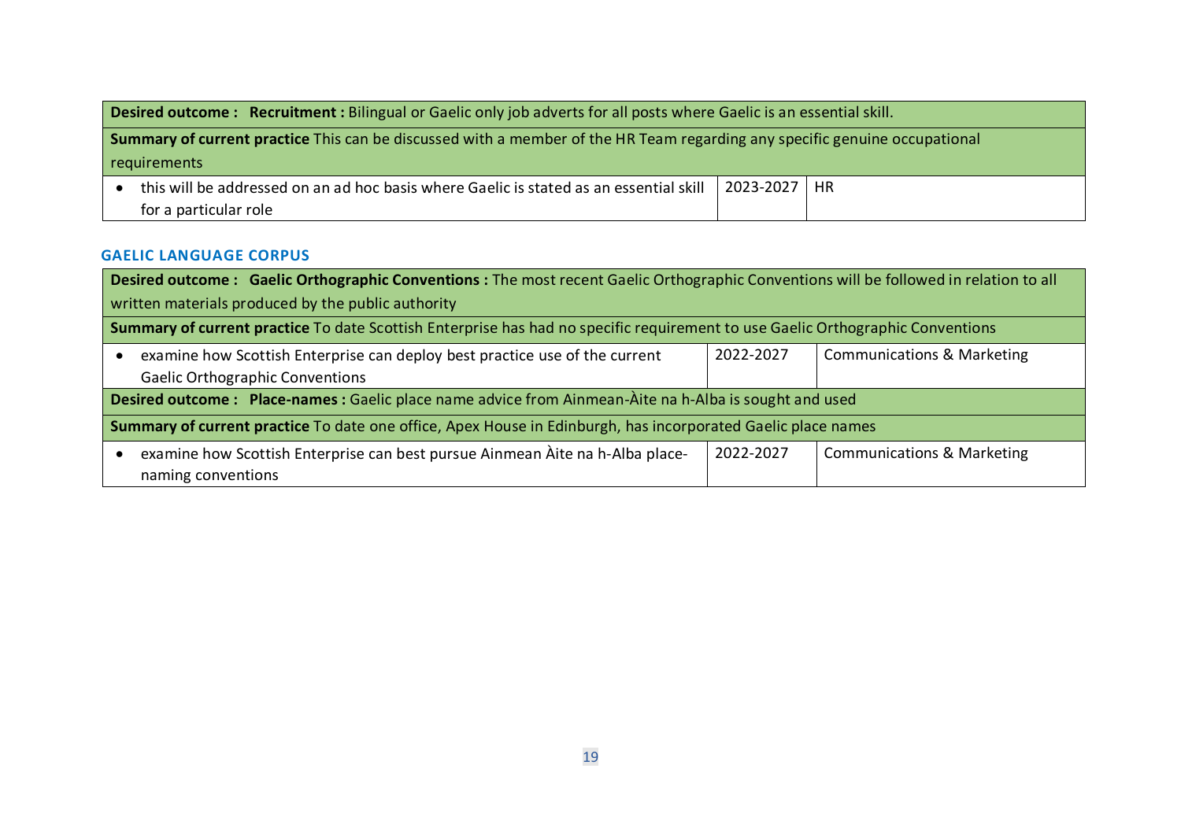| | | |
|---|---|---|
| **Desired outcome : Recruitment :** Bilingual or Gaelic only job adverts for all posts where Gaelic is an essential skill. | | |
| **Summary of current practice** This can be discussed with a member of the HR Team regarding any specific genuine occupational requirements | | |
| • this will be addressed on an ad hoc basis where Gaelic is stated as an essential skill for a particular role | 2023-2027 | HR |

## GAELIC LANGUAGE CORPUS

| | | |
|---|---|---|
| **Desired outcome : Gaelic Orthographic Conventions :** The most recent Gaelic Orthographic Conventions will be followed in relation to all written materials produced by the public authority | | |
| **Summary of current practice** To date Scottish Enterprise has had no specific requirement to use Gaelic Orthographic Conventions | | |
| • examine how Scottish Enterprise can deploy best practice use of the current Gaelic Orthographic Conventions | 2022-2027 | Communications & Marketing |
| **Desired outcome : Place-names :** Gaelic place name advice from Ainmean-Àite na h-Alba is sought and used | | |
| **Summary of current practice** To date one office, Apex House in Edinburgh, has incorporated Gaelic place names | | |
| • examine how Scottish Enterprise can best pursue Ainmean Àite na h-Alba place-naming conventions | 2022-2027 | Communications & Marketing |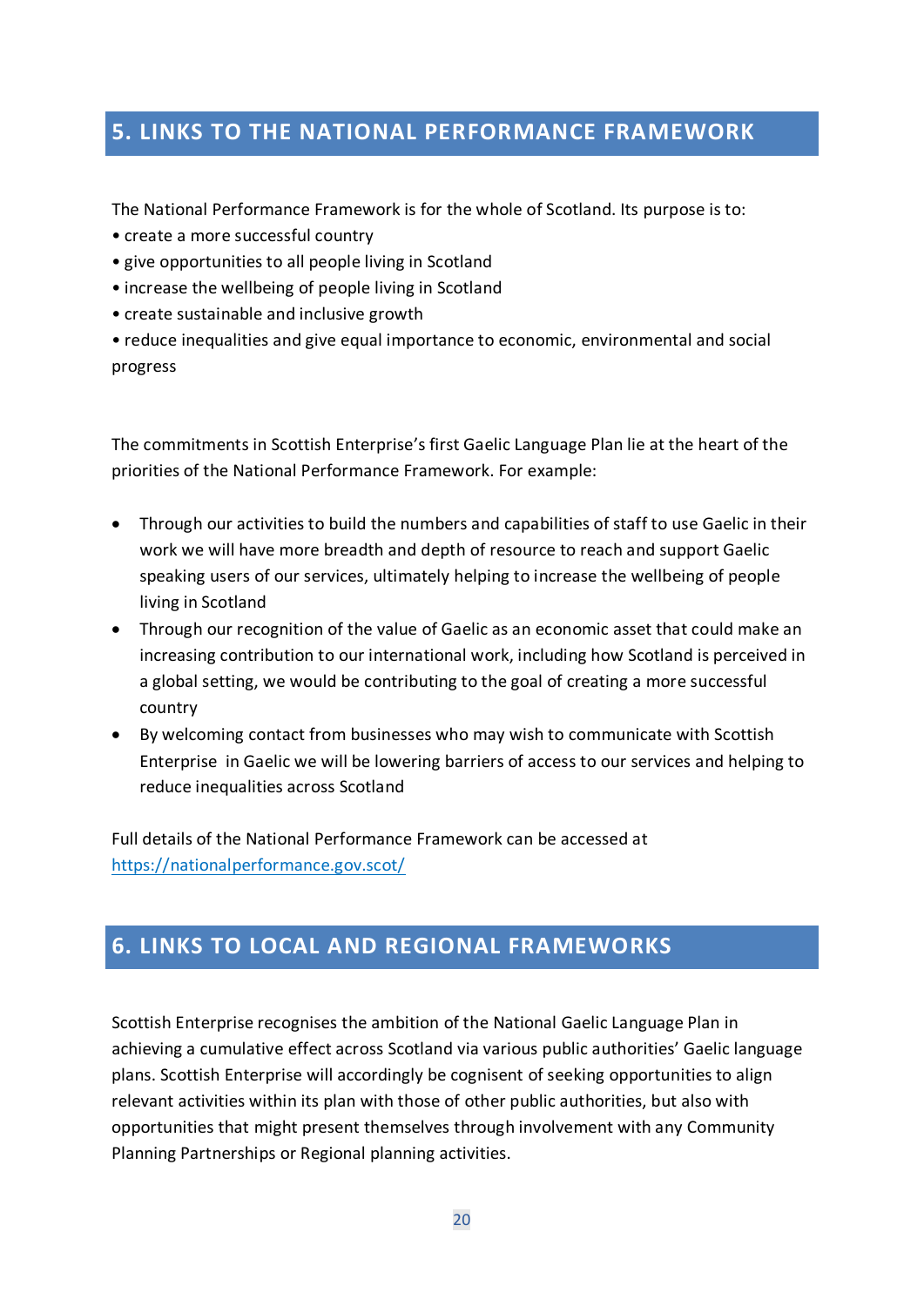## 5. LINKS TO THE NATIONAL PERFORMANCE FRAMEWORK

The National Performance Framework is for the whole of Scotland. Its purpose is to:

- create a more successful country
- give opportunities to all people living in Scotland
- increase the wellbeing of people living in Scotland
- create sustainable and inclusive growth
- reduce inequalities and give equal importance to economic, environmental and social progress

The commitments in Scottish Enterprise's first Gaelic Language Plan lie at the heart of the priorities of the National Performance Framework. For example:

- Through our activities to build the numbers and capabilities of staff to use Gaelic in their work we will have more breadth and depth of resource to reach and support Gaelic speaking users of our services, ultimately helping to increase the wellbeing of people living in Scotland
- Through our recognition of the value of Gaelic as an economic asset that could make an increasing contribution to our international work, including how Scotland is perceived in a global setting, we would be contributing to the goal of creating a more successful country
- By welcoming contact from businesses who may wish to communicate with Scottish Enterprise in Gaelic we will be lowering barriers of access to our services and helping to reduce inequalities across Scotland

Full details of the National Performance Framework can be accessed at https://nationalperformance.gov.scot/

## 6. LINKS TO LOCAL AND REGIONAL FRAMEWORKS

Scottish Enterprise recognises the ambition of the National Gaelic Language Plan in achieving a cumulative effect across Scotland via various public authorities' Gaelic language plans. Scottish Enterprise will accordingly be cognisent of seeking opportunities to align relevant activities within its plan with those of other public authorities, but also with opportunities that might present themselves through involvement with any Community Planning Partnerships or Regional planning activities.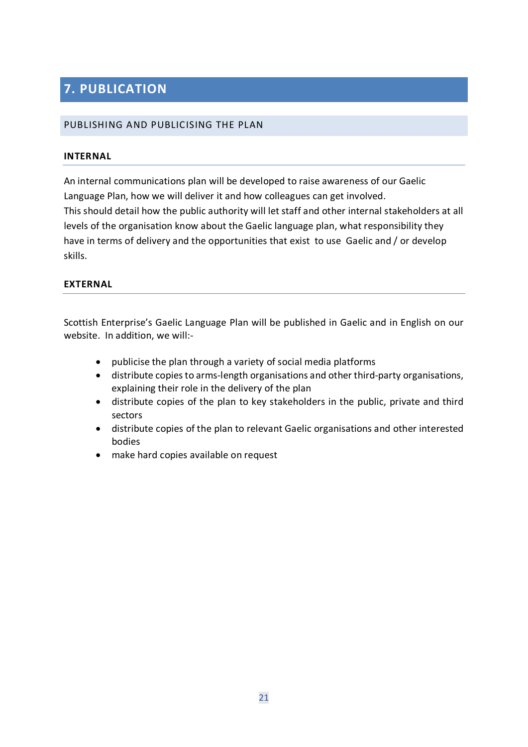# 7. PUBLICATION

## PUBLISHING AND PUBLICISING THE PLAN

### INTERNAL

An internal communications plan will be developed to raise awareness of our Gaelic Language Plan, how we will deliver it and how colleagues can get involved.
This should detail how the public authority will let staff and other internal stakeholders at all levels of the organisation know about the Gaelic language plan, what responsibility they have in terms of delivery and the opportunities that exist to use Gaelic and / or develop skills.

### EXTERNAL

Scottish Enterprise's Gaelic Language Plan will be published in Gaelic and in English on our website. In addition, we will:-

- publicise the plan through a variety of social media platforms
- distribute copies to arms-length organisations and other third-party organisations, explaining their role in the delivery of the plan
- distribute copies of the plan to key stakeholders in the public, private and third sectors
- distribute copies of the plan to relevant Gaelic organisations and other interested bodies
- make hard copies available on request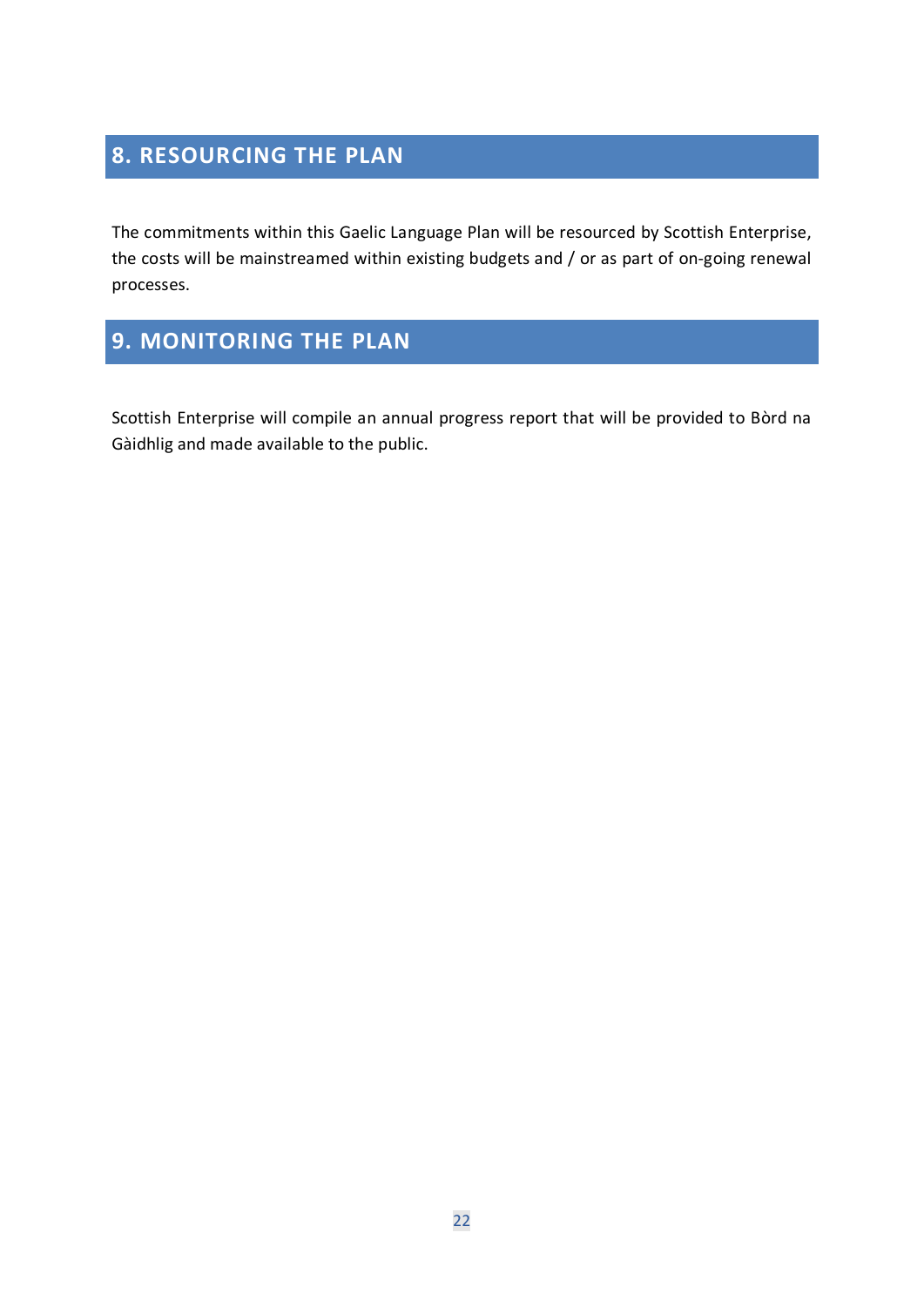## 8. RESOURCING THE PLAN

The commitments within this Gaelic Language Plan will be resourced by Scottish Enterprise, the costs will be mainstreamed within existing budgets and / or as part of on-going renewal processes.

## 9. MONITORING THE PLAN

Scottish Enterprise will compile an annual progress report that will be provided to Bòrd na Gàidhlig and made available to the public.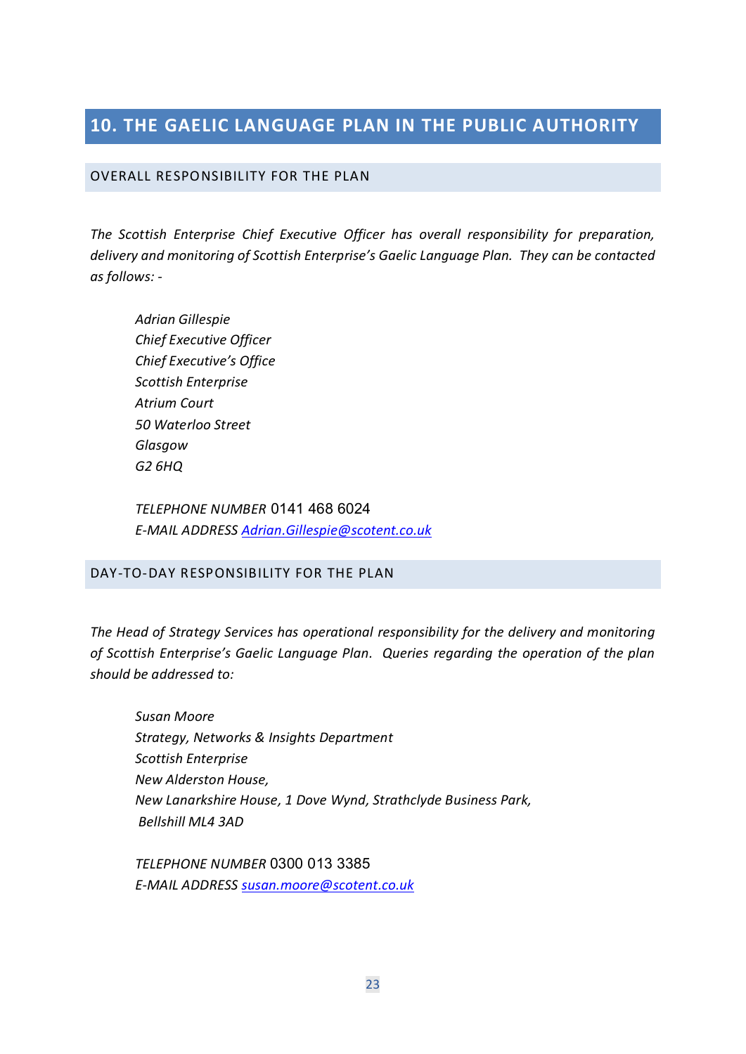## 10. THE GAELIC LANGUAGE PLAN IN THE PUBLIC AUTHORITY

### OVERALL RESPONSIBILITY FOR THE PLAN

*The Scottish Enterprise Chief Executive Officer has overall responsibility for preparation, delivery and monitoring of Scottish Enterprise's Gaelic Language Plan. They can be contacted as follows: -*

*Adrian Gillespie*
*Chief Executive Officer*
*Chief Executive's Office*
*Scottish Enterprise*
*Atrium Court*
*50 Waterloo Street*
*Glasgow*
*G2 6HQ*

*TELEPHONE NUMBER* 0141 468 6024
*E-MAIL ADDRESS* *Adrian.Gillespie@scotent.co.uk*

### DAY-TO-DAY RESPONSIBILITY FOR THE PLAN

*The Head of Strategy Services has operational responsibility for the delivery and monitoring of Scottish Enterprise's Gaelic Language Plan. Queries regarding the operation of the plan should be addressed to:*

*Susan Moore*
*Strategy, Networks & Insights Department*
*Scottish Enterprise*
*New Alderston House,*
*New Lanarkshire House, 1 Dove Wynd, Strathclyde Business Park,*
*Bellshill ML4 3AD*

*TELEPHONE NUMBER* 0300 013 3385
*E-MAIL ADDRESS* *susan.moore@scotent.co.uk*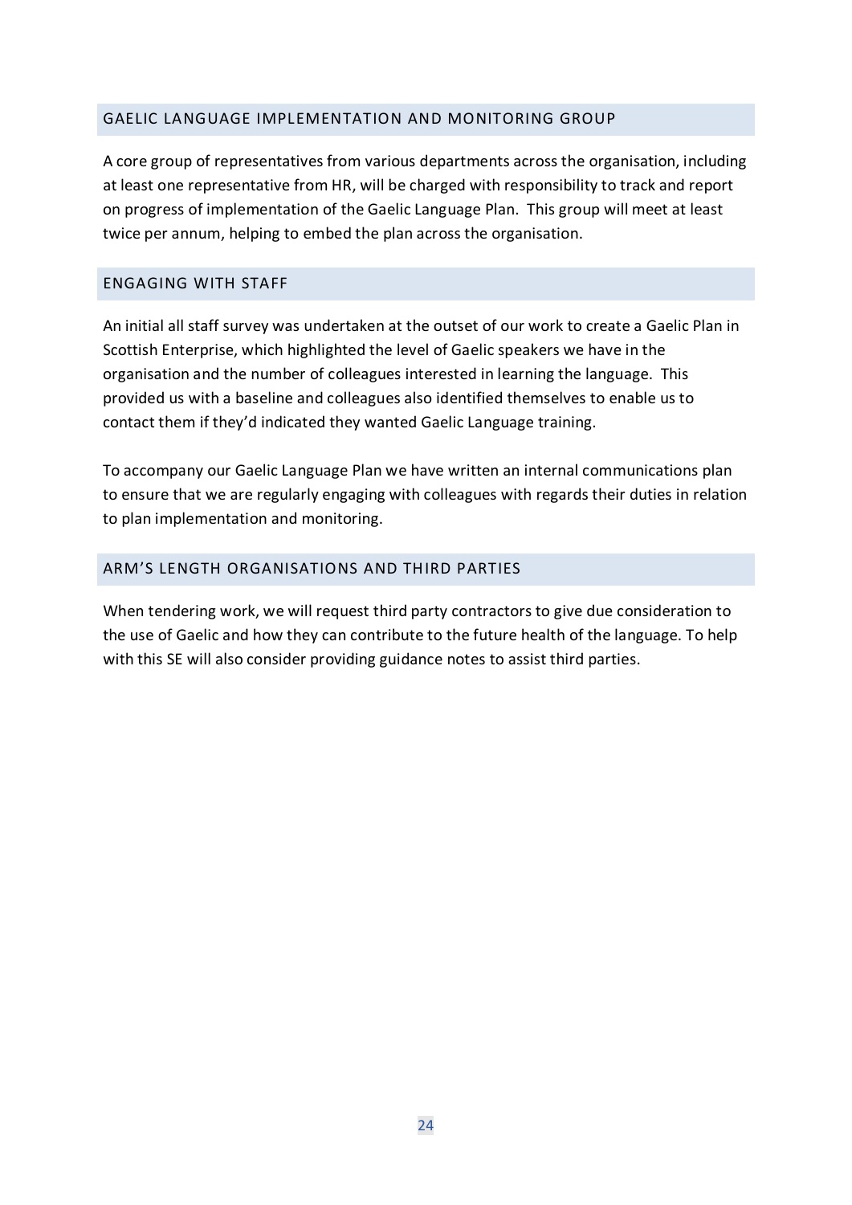## GAELIC LANGUAGE IMPLEMENTATION AND MONITORING GROUP

A core group of representatives from various departments across the organisation, including at least one representative from HR, will be charged with responsibility to track and report on progress of implementation of the Gaelic Language Plan. This group will meet at least twice per annum, helping to embed the plan across the organisation.

## ENGAGING WITH STAFF

An initial all staff survey was undertaken at the outset of our work to create a Gaelic Plan in Scottish Enterprise, which highlighted the level of Gaelic speakers we have in the organisation and the number of colleagues interested in learning the language. This provided us with a baseline and colleagues also identified themselves to enable us to contact them if they'd indicated they wanted Gaelic Language training.

To accompany our Gaelic Language Plan we have written an internal communications plan to ensure that we are regularly engaging with colleagues with regards their duties in relation to plan implementation and monitoring.

## ARM'S LENGTH ORGANISATIONS AND THIRD PARTIES

When tendering work, we will request third party contractors to give due consideration to the use of Gaelic and how they can contribute to the future health of the language. To help with this SE will also consider providing guidance notes to assist third parties.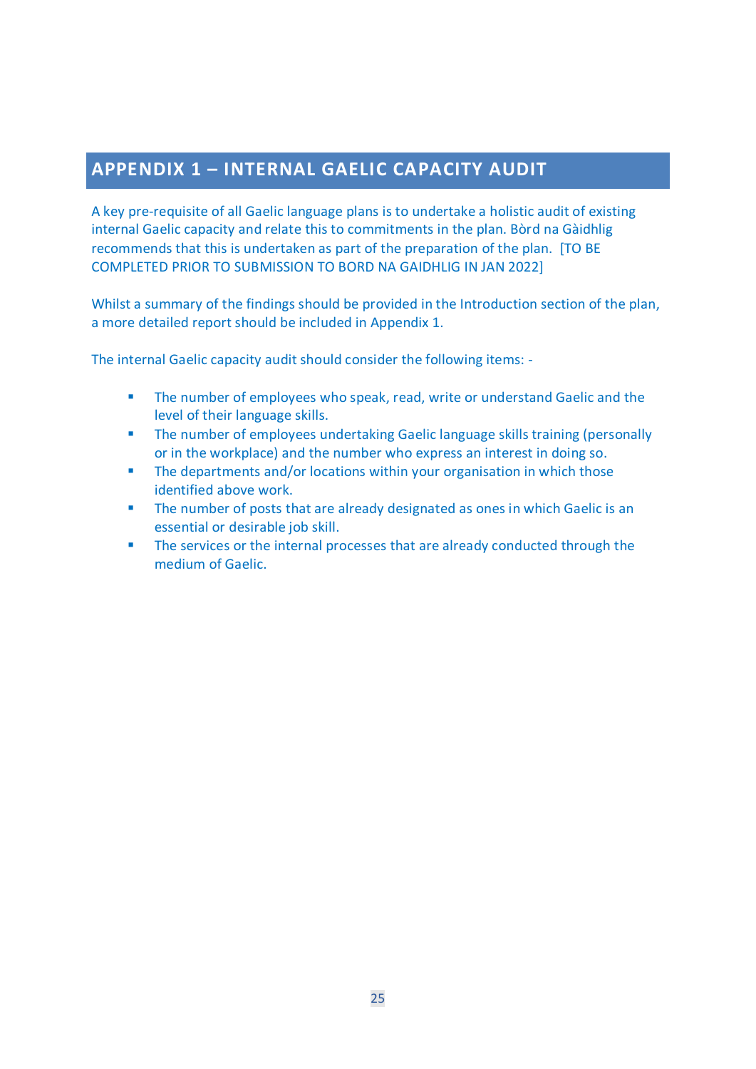# APPENDIX 1 – INTERNAL GAELIC CAPACITY AUDIT

A key pre-requisite of all Gaelic language plans is to undertake a holistic audit of existing internal Gaelic capacity and relate this to commitments in the plan. Bòrd na Gàidhlig recommends that this is undertaken as part of the preparation of the plan. [TO BE COMPLETED PRIOR TO SUBMISSION TO BORD NA GAIDHLIG IN JAN 2022]

Whilst a summary of the findings should be provided in the Introduction section of the plan, a more detailed report should be included in Appendix 1.

The internal Gaelic capacity audit should consider the following items: -

- The number of employees who speak, read, write or understand Gaelic and the level of their language skills.
- The number of employees undertaking Gaelic language skills training (personally or in the workplace) and the number who express an interest in doing so.
- The departments and/or locations within your organisation in which those identified above work.
- The number of posts that are already designated as ones in which Gaelic is an essential or desirable job skill.
- The services or the internal processes that are already conducted through the medium of Gaelic.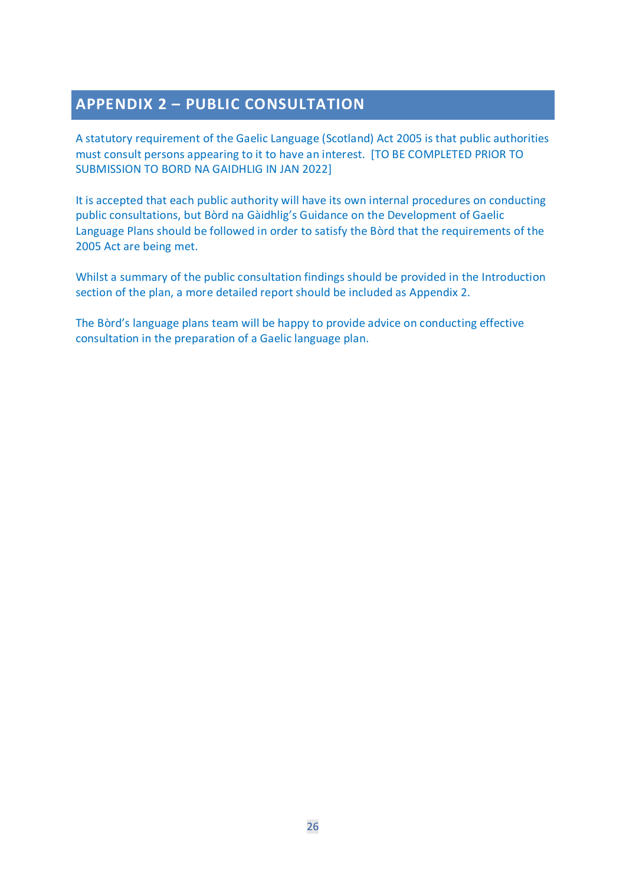## APPENDIX 2 – PUBLIC CONSULTATION

A statutory requirement of the Gaelic Language (Scotland) Act 2005 is that public authorities must consult persons appearing to it to have an interest. [TO BE COMPLETED PRIOR TO SUBMISSION TO BORD NA GAIDHLIG IN JAN 2022]

It is accepted that each public authority will have its own internal procedures on conducting public consultations, but Bòrd na Gàidhlig's Guidance on the Development of Gaelic Language Plans should be followed in order to satisfy the Bòrd that the requirements of the 2005 Act are being met.

Whilst a summary of the public consultation findings should be provided in the Introduction section of the plan, a more detailed report should be included as Appendix 2.

The Bòrd's language plans team will be happy to provide advice on conducting effective consultation in the preparation of a Gaelic language plan.